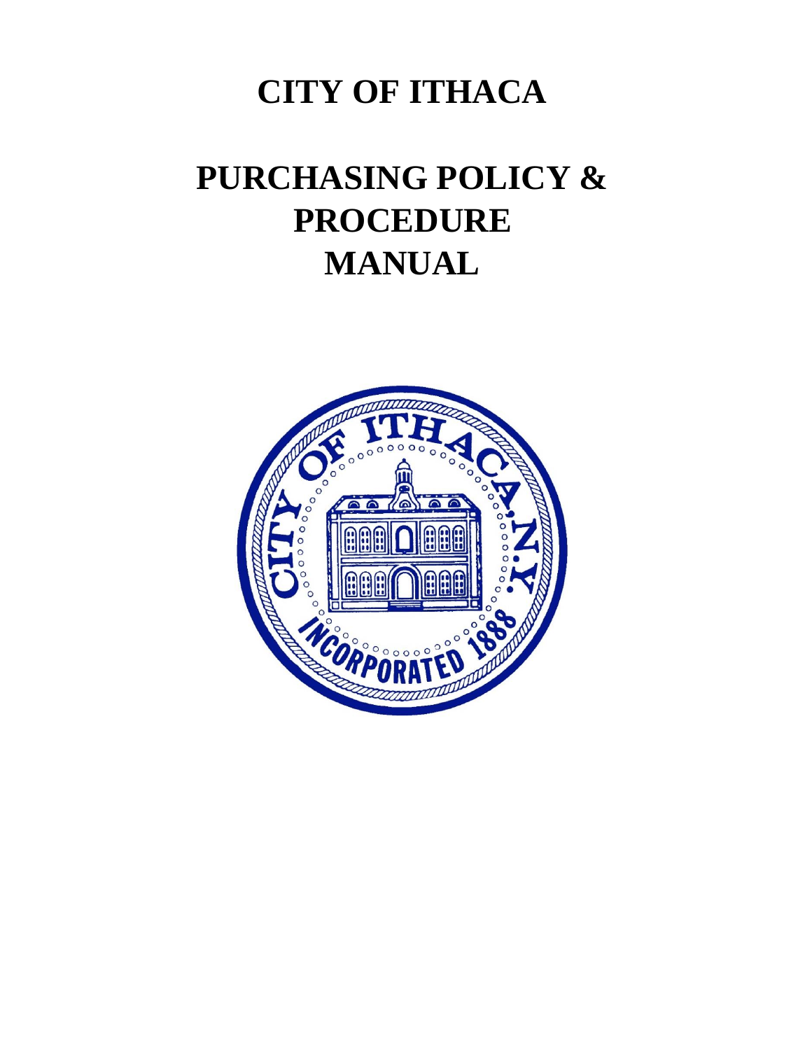# CITY OF ITHACA

# PURCHASING POLICY & PROCEDURE MANUAL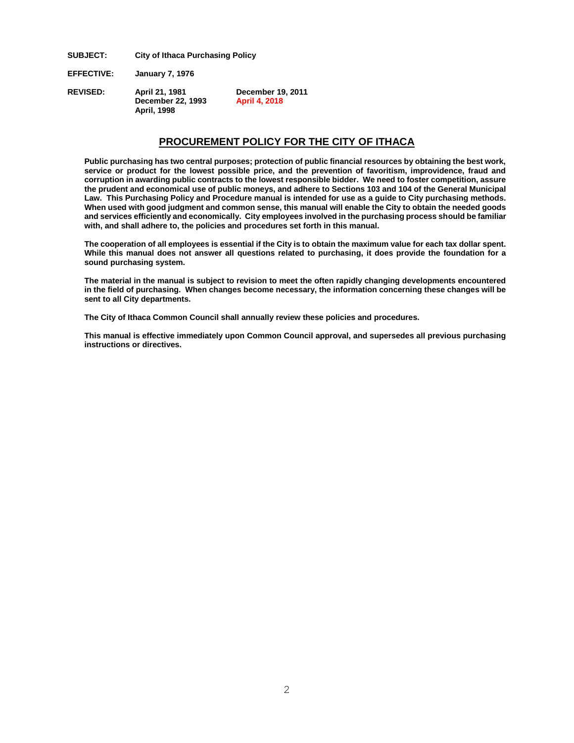**SUBJECT:** **City of Ithaca Purchasing Policy**

**EFFECTIVE:** **January 7, 1976**

**REVISED:** **April 21, 1981** **December 19, 2011**
**December 22, 1993** **April 4, 2018**
**April, 1998**

## PROCUREMENT POLICY FOR THE CITY OF ITHACA

**Public purchasing has two central purposes; protection of public financial resources by obtaining the best work, service or product for the lowest possible price, and the prevention of favoritism, improvidence, fraud and corruption in awarding public contracts to the lowest responsible bidder. We need to foster competition, assure the prudent and economical use of public moneys, and adhere to Sections 103 and 104 of the General Municipal Law. This Purchasing Policy and Procedure manual is intended for use as a guide to City purchasing methods. When used with good judgment and common sense, this manual will enable the City to obtain the needed goods and services efficiently and economically. City employees involved in the purchasing process should be familiar with, and shall adhere to, the policies and procedures set forth in this manual.**

**The cooperation of all employees is essential if the City is to obtain the maximum value for each tax dollar spent. While this manual does not answer all questions related to purchasing, it does provide the foundation for a sound purchasing system.**

**The material in the manual is subject to revision to meet the often rapidly changing developments encountered in the field of purchasing. When changes become necessary, the information concerning these changes will be sent to all City departments.**

**The City of Ithaca Common Council shall annually review these policies and procedures.**

**This manual is effective immediately upon Common Council approval, and supersedes all previous purchasing instructions or directives.**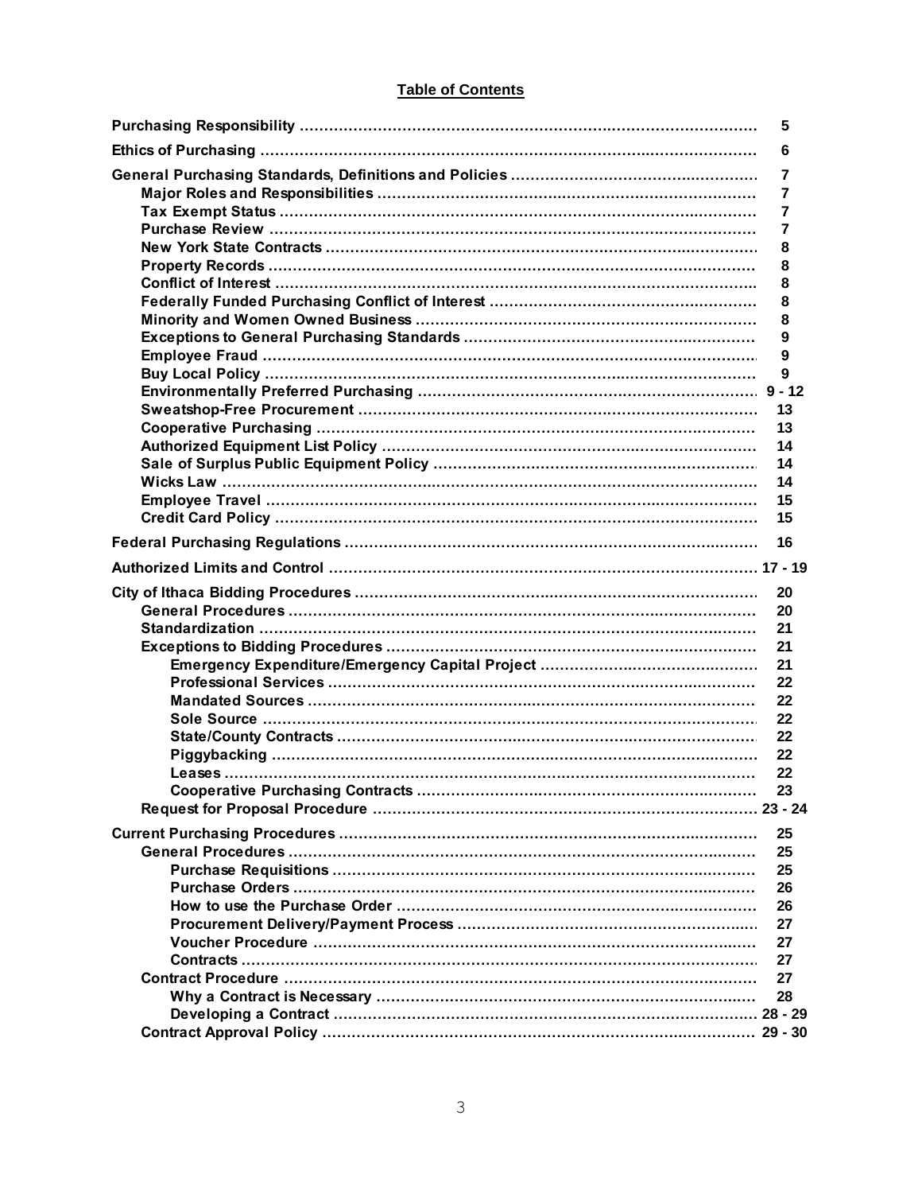## Table of Contents

| | |
|---|---|
| **Purchasing Responsibility** | 5 |
| **Ethics of Purchasing** | 6 |
| **General Purchasing Standards, Definitions and Policies** | 7 |
| Major Roles and Responsibilities | 7 |
| Tax Exempt Status | 7 |
| Purchase Review | 7 |
| New York State Contracts | 8 |
| Property Records | 8 |
| Conflict of Interest | 8 |
| Federally Funded Purchasing Conflict of Interest | 8 |
| Minority and Women Owned Business | 8 |
| Exceptions to General Purchasing Standards | 9 |
| Employee Fraud | 9 |
| Buy Local Policy | 9 |
| Environmentally Preferred Purchasing | 9 - 12 |
| Sweatshop-Free Procurement | 13 |
| Cooperative Purchasing | 13 |
| Authorized Equipment List Policy | 14 |
| Sale of Surplus Public Equipment Policy | 14 |
| Wicks Law | 14 |
| Employee Travel | 15 |
| Credit Card Policy | 15 |
| **Federal Purchasing Regulations** | 16 |
| **Authorized Limits and Control** | 17 - 19 |
| **City of Ithaca Bidding Procedures** | 20 |
| General Procedures | 20 |
| Standardization | 21 |
| Exceptions to Bidding Procedures | 21 |
| Emergency Expenditure/Emergency Capital Project | 21 |
| Professional Services | 22 |
| Mandated Sources | 22 |
| Sole Source | 22 |
| State/County Contracts | 22 |
| Piggybacking | 22 |
| Leases | 22 |
| Cooperative Purchasing Contracts | 23 |
| Request for Proposal Procedure | 23 - 24 |
| **Current Purchasing Procedures** | 25 |
| General Procedures | 25 |
| Purchase Requisitions | 25 |
| Purchase Orders | 26 |
| How to use the Purchase Order | 26 |
| Procurement Delivery/Payment Process | 27 |
| Voucher Procedure | 27 |
| Contracts | 27 |
| Contract Procedure | 27 |
| Why a Contract is Necessary | 28 |
| Developing a Contract | 28 - 29 |
| Contract Approval Policy | 29 - 30 |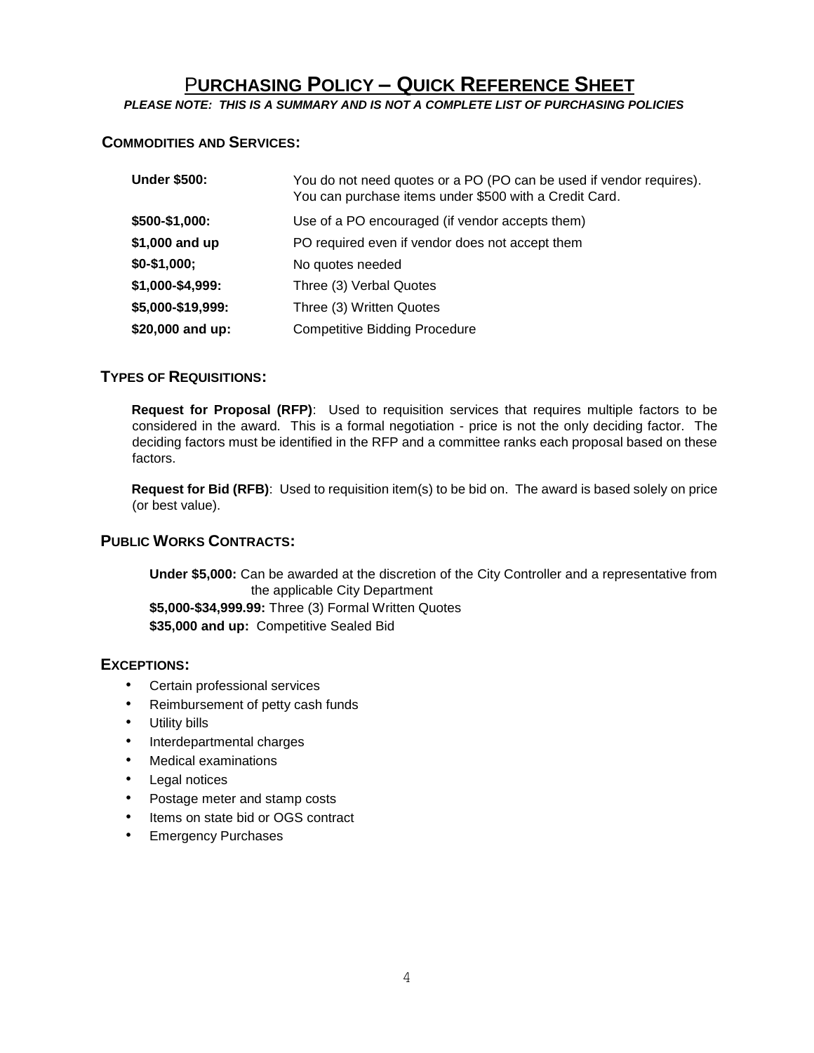# PURCHASING POLICY – QUICK REFERENCE SHEET

***PLEASE NOTE: THIS IS A SUMMARY AND IS NOT A COMPLETE LIST OF PURCHASING POLICIES***

## COMMODITIES AND SERVICES:

| | |
|---|---|
| **Under $500:** | You do not need quotes or a PO (PO can be used if vendor requires). You can purchase items under $500 with a Credit Card. |
| **$500-$1,000:** | Use of a PO encouraged (if vendor accepts them) |
| **$1,000 and up** | PO required even if vendor does not accept them |
| **$0-$1,000;** | No quotes needed |
| **$1,000-$4,999:** | Three (3) Verbal Quotes |
| **$5,000-$19,999:** | Three (3) Written Quotes |
| **$20,000 and up:** | Competitive Bidding Procedure |

## TYPES OF REQUISITIONS:

**Request for Proposal (RFP)**: Used to requisition services that requires multiple factors to be considered in the award. This is a formal negotiation - price is not the only deciding factor. The deciding factors must be identified in the RFP and a committee ranks each proposal based on these factors.

**Request for Bid (RFB)**: Used to requisition item(s) to be bid on. The award is based solely on price (or best value).

## PUBLIC WORKS CONTRACTS:

**Under $5,000:** Can be awarded at the discretion of the City Controller and a representative from the applicable City Department

**$5,000-$34,999.99:** Three (3) Formal Written Quotes

**$35,000 and up:** Competitive Sealed Bid

## EXCEPTIONS:

- Certain professional services
- Reimbursement of petty cash funds
- Utility bills
- Interdepartmental charges
- Medical examinations
- Legal notices
- Postage meter and stamp costs
- Items on state bid or OGS contract
- Emergency Purchases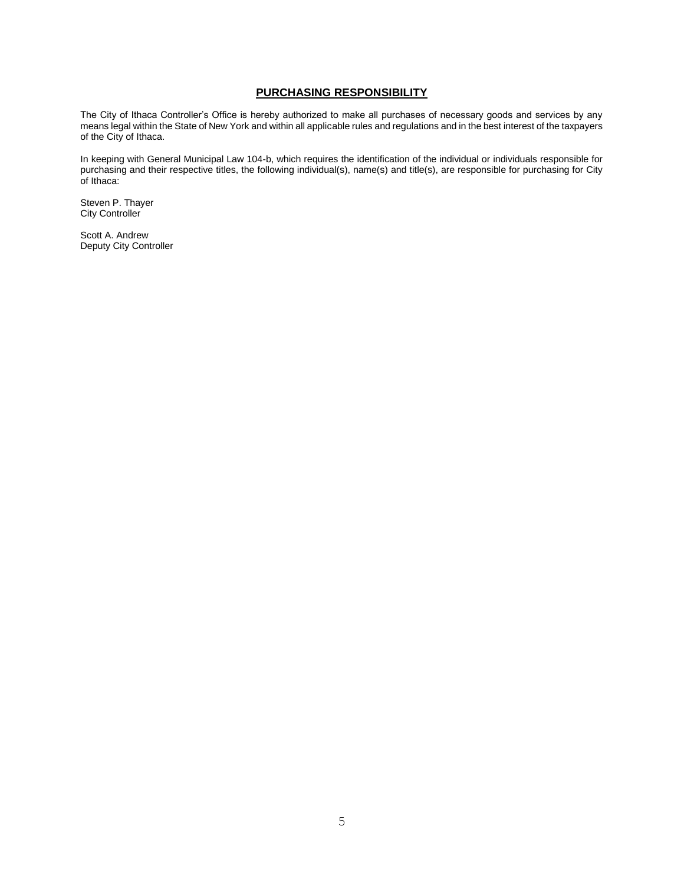## PURCHASING RESPONSIBILITY

The City of Ithaca Controller's Office is hereby authorized to make all purchases of necessary goods and services by any means legal within the State of New York and within all applicable rules and regulations and in the best interest of the taxpayers of the City of Ithaca.

In keeping with General Municipal Law 104-b, which requires the identification of the individual or individuals responsible for purchasing and their respective titles, the following individual(s), name(s) and title(s), are responsible for purchasing for City of Ithaca:

Steven P. Thayer
City Controller

Scott A. Andrew
Deputy City Controller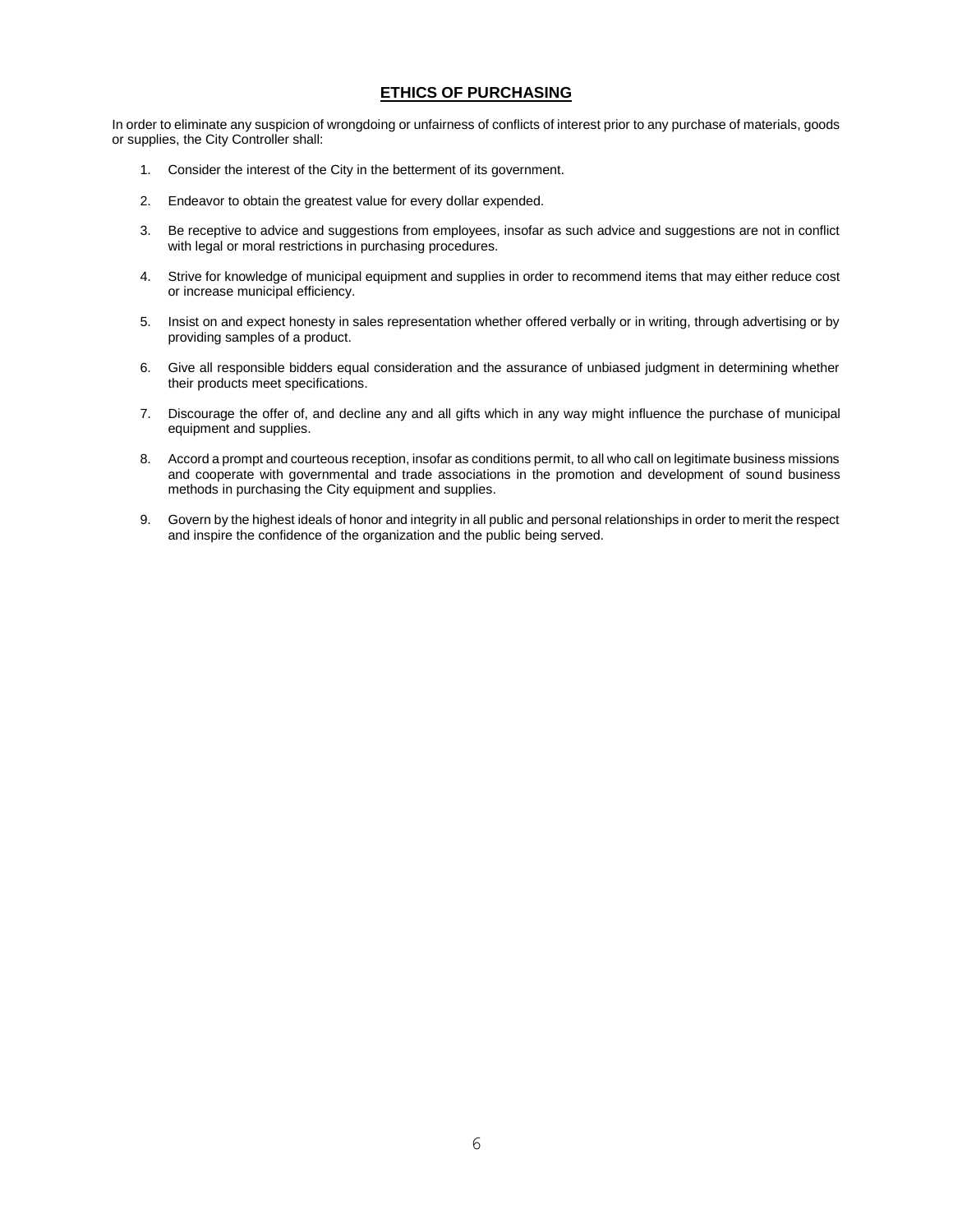## ETHICS OF PURCHASING

In order to eliminate any suspicion of wrongdoing or unfairness of conflicts of interest prior to any purchase of materials, goods or supplies, the City Controller shall:

1. Consider the interest of the City in the betterment of its government.

2. Endeavor to obtain the greatest value for every dollar expended.

3. Be receptive to advice and suggestions from employees, insofar as such advice and suggestions are not in conflict with legal or moral restrictions in purchasing procedures.

4. Strive for knowledge of municipal equipment and supplies in order to recommend items that may either reduce cost or increase municipal efficiency.

5. Insist on and expect honesty in sales representation whether offered verbally or in writing, through advertising or by providing samples of a product.

6. Give all responsible bidders equal consideration and the assurance of unbiased judgment in determining whether their products meet specifications.

7. Discourage the offer of, and decline any and all gifts which in any way might influence the purchase of municipal equipment and supplies.

8. Accord a prompt and courteous reception, insofar as conditions permit, to all who call on legitimate business missions and cooperate with governmental and trade associations in the promotion and development of sound business methods in purchasing the City equipment and supplies.

9. Govern by the highest ideals of honor and integrity in all public and personal relationships in order to merit the respect and inspire the confidence of the organization and the public being served.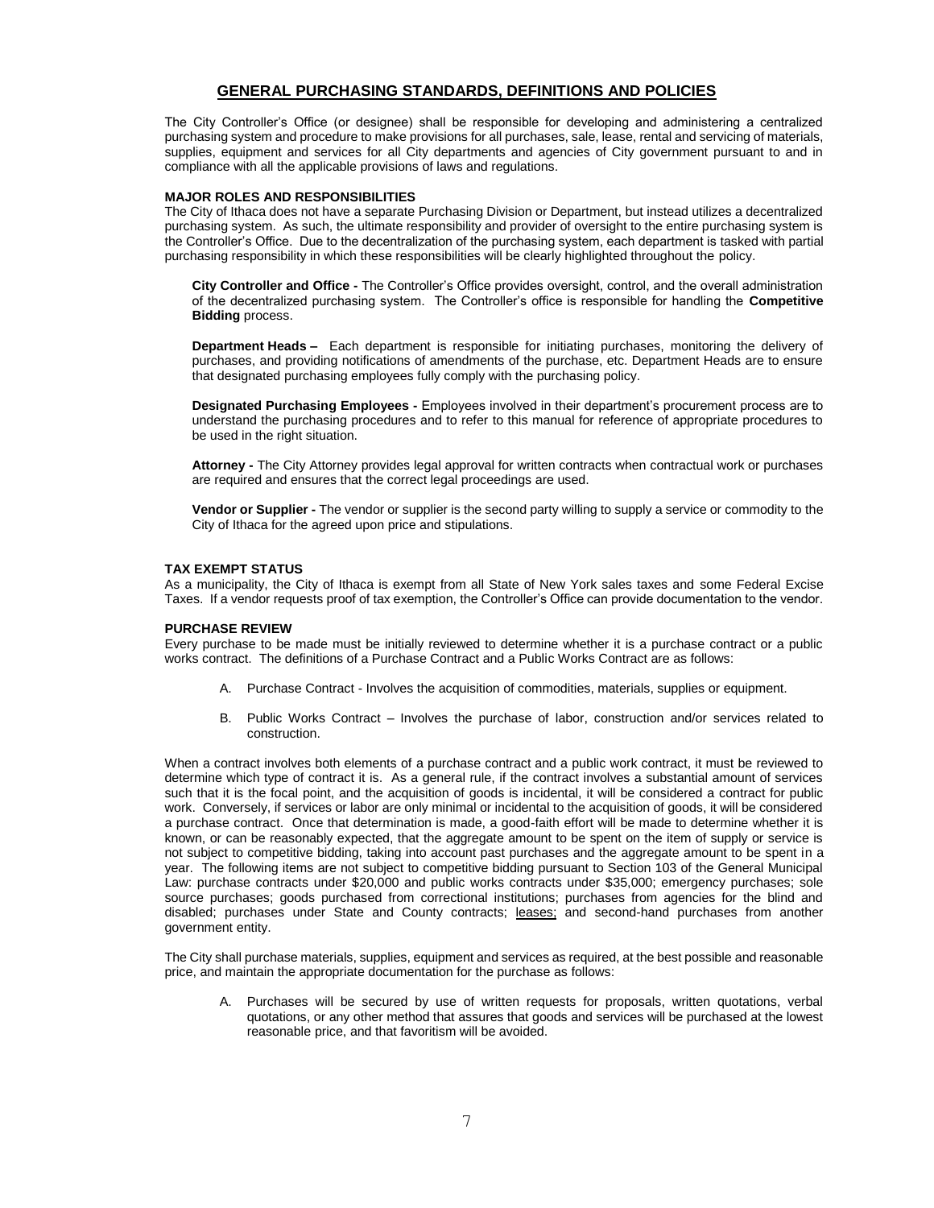## GENERAL PURCHASING STANDARDS, DEFINITIONS AND POLICIES

The City Controller's Office (or designee) shall be responsible for developing and administering a centralized purchasing system and procedure to make provisions for all purchases, sale, lease, rental and servicing of materials, supplies, equipment and services for all City departments and agencies of City government pursuant to and in compliance with all the applicable provisions of laws and regulations.

### MAJOR ROLES AND RESPONSIBILITIES

The City of Ithaca does not have a separate Purchasing Division or Department, but instead utilizes a decentralized purchasing system. As such, the ultimate responsibility and provider of oversight to the entire purchasing system is the Controller's Office. Due to the decentralization of the purchasing system, each department is tasked with partial purchasing responsibility in which these responsibilities will be clearly highlighted throughout the policy.

**City Controller and Office -** The Controller's Office provides oversight, control, and the overall administration of the decentralized purchasing system. The Controller's office is responsible for handling the **Competitive Bidding** process.

**Department Heads –** Each department is responsible for initiating purchases, monitoring the delivery of purchases, and providing notifications of amendments of the purchase, etc. Department Heads are to ensure that designated purchasing employees fully comply with the purchasing policy.

**Designated Purchasing Employees -** Employees involved in their department's procurement process are to understand the purchasing procedures and to refer to this manual for reference of appropriate procedures to be used in the right situation.

**Attorney -** The City Attorney provides legal approval for written contracts when contractual work or purchases are required and ensures that the correct legal proceedings are used.

**Vendor or Supplier -** The vendor or supplier is the second party willing to supply a service or commodity to the City of Ithaca for the agreed upon price and stipulations.

### TAX EXEMPT STATUS

As a municipality, the City of Ithaca is exempt from all State of New York sales taxes and some Federal Excise Taxes. If a vendor requests proof of tax exemption, the Controller's Office can provide documentation to the vendor.

### PURCHASE REVIEW

Every purchase to be made must be initially reviewed to determine whether it is a purchase contract or a public works contract. The definitions of a Purchase Contract and a Public Works Contract are as follows:

A. Purchase Contract - Involves the acquisition of commodities, materials, supplies or equipment.

B. Public Works Contract – Involves the purchase of labor, construction and/or services related to construction.

When a contract involves both elements of a purchase contract and a public work contract, it must be reviewed to determine which type of contract it is. As a general rule, if the contract involves a substantial amount of services such that it is the focal point, and the acquisition of goods is incidental, it will be considered a contract for public work. Conversely, if services or labor are only minimal or incidental to the acquisition of goods, it will be considered a purchase contract. Once that determination is made, a good-faith effort will be made to determine whether it is known, or can be reasonably expected, that the aggregate amount to be spent on the item of supply or service is not subject to competitive bidding, taking into account past purchases and the aggregate amount to be spent in a year. The following items are not subject to competitive bidding pursuant to Section 103 of the General Municipal Law: purchase contracts under $20,000 and public works contracts under $35,000; emergency purchases; sole source purchases; goods purchased from correctional institutions; purchases from agencies for the blind and disabled; purchases under State and County contracts; <u>leases;</u> and second-hand purchases from another government entity.

The City shall purchase materials, supplies, equipment and services as required, at the best possible and reasonable price, and maintain the appropriate documentation for the purchase as follows:

A. Purchases will be secured by use of written requests for proposals, written quotations, verbal quotations, or any other method that assures that goods and services will be purchased at the lowest reasonable price, and that favoritism will be avoided.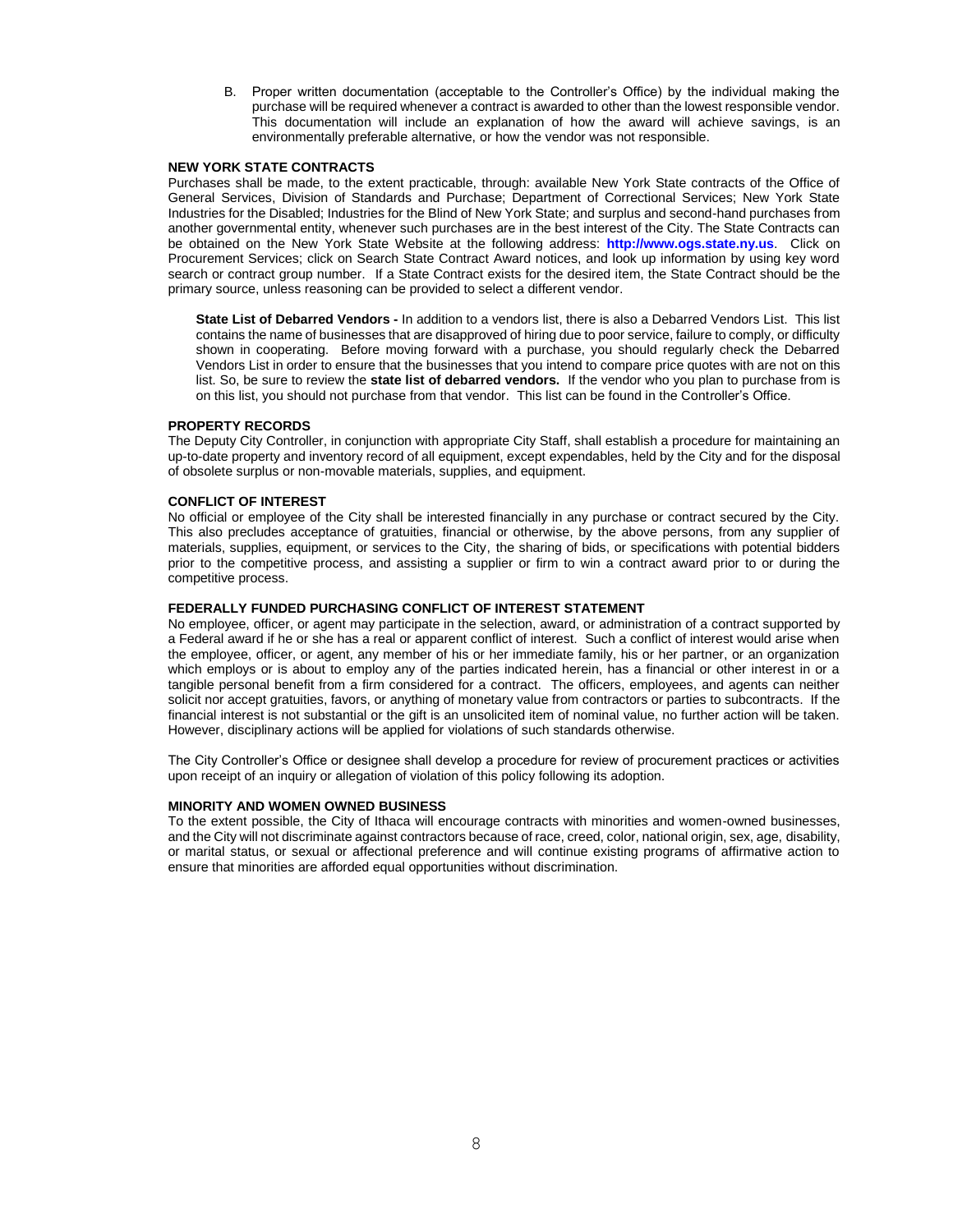B. Proper written documentation (acceptable to the Controller's Office) by the individual making the purchase will be required whenever a contract is awarded to other than the lowest responsible vendor. This documentation will include an explanation of how the award will achieve savings, is an environmentally preferable alternative, or how the vendor was not responsible.

**NEW YORK STATE CONTRACTS**

Purchases shall be made, to the extent practicable, through: available New York State contracts of the Office of General Services, Division of Standards and Purchase; Department of Correctional Services; New York State Industries for the Disabled; Industries for the Blind of New York State; and surplus and second-hand purchases from another governmental entity, whenever such purchases are in the best interest of the City. The State Contracts can be obtained on the New York State Website at the following address: **http://www.ogs.state.ny.us**. Click on Procurement Services; click on Search State Contract Award notices, and look up information by using key word search or contract group number. If a State Contract exists for the desired item, the State Contract should be the primary source, unless reasoning can be provided to select a different vendor.

**State List of Debarred Vendors -** In addition to a vendors list, there is also a Debarred Vendors List. This list contains the name of businesses that are disapproved of hiring due to poor service, failure to comply, or difficulty shown in cooperating. Before moving forward with a purchase, you should regularly check the Debarred Vendors List in order to ensure that the businesses that you intend to compare price quotes with are not on this list. So, be sure to review the **state list of debarred vendors.** If the vendor who you plan to purchase from is on this list, you should not purchase from that vendor. This list can be found in the Controller's Office.

**PROPERTY RECORDS**

The Deputy City Controller, in conjunction with appropriate City Staff, shall establish a procedure for maintaining an up-to-date property and inventory record of all equipment, except expendables, held by the City and for the disposal of obsolete surplus or non-movable materials, supplies, and equipment.

**CONFLICT OF INTEREST**

No official or employee of the City shall be interested financially in any purchase or contract secured by the City. This also precludes acceptance of gratuities, financial or otherwise, by the above persons, from any supplier of materials, supplies, equipment, or services to the City, the sharing of bids, or specifications with potential bidders prior to the competitive process, and assisting a supplier or firm to win a contract award prior to or during the competitive process.

**FEDERALLY FUNDED PURCHASING CONFLICT OF INTEREST STATEMENT**

No employee, officer, or agent may participate in the selection, award, or administration of a contract supported by a Federal award if he or she has a real or apparent conflict of interest. Such a conflict of interest would arise when the employee, officer, or agent, any member of his or her immediate family, his or her partner, or an organization which employs or is about to employ any of the parties indicated herein, has a financial or other interest in or a tangible personal benefit from a firm considered for a contract. The officers, employees, and agents can neither solicit nor accept gratuities, favors, or anything of monetary value from contractors or parties to subcontracts. If the financial interest is not substantial or the gift is an unsolicited item of nominal value, no further action will be taken. However, disciplinary actions will be applied for violations of such standards otherwise.

The City Controller's Office or designee shall develop a procedure for review of procurement practices or activities upon receipt of an inquiry or allegation of violation of this policy following its adoption.

**MINORITY AND WOMEN OWNED BUSINESS**

To the extent possible, the City of Ithaca will encourage contracts with minorities and women-owned businesses, and the City will not discriminate against contractors because of race, creed, color, national origin, sex, age, disability, or marital status, or sexual or affectional preference and will continue existing programs of affirmative action to ensure that minorities are afforded equal opportunities without discrimination.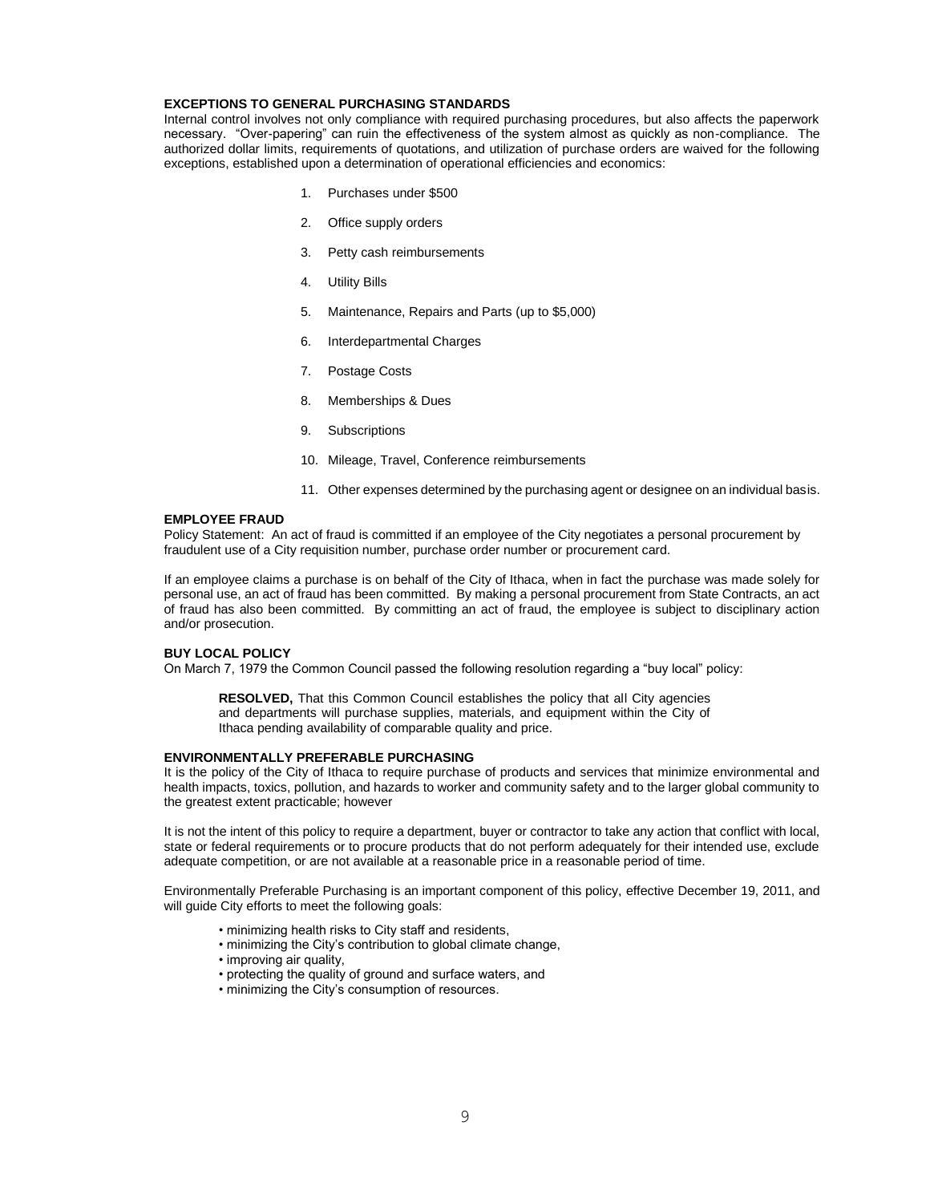## EXCEPTIONS TO GENERAL PURCHASING STANDARDS

Internal control involves not only compliance with required purchasing procedures, but also affects the paperwork necessary. "Over-papering" can ruin the effectiveness of the system almost as quickly as non-compliance. The authorized dollar limits, requirements of quotations, and utilization of purchase orders are waived for the following exceptions, established upon a determination of operational efficiencies and economics:

1. Purchases under $500
2. Office supply orders
3. Petty cash reimbursements
4. Utility Bills
5. Maintenance, Repairs and Parts (up to $5,000)
6. Interdepartmental Charges
7. Postage Costs
8. Memberships & Dues
9. Subscriptions
10. Mileage, Travel, Conference reimbursements
11. Other expenses determined by the purchasing agent or designee on an individual basis.

## EMPLOYEE FRAUD

Policy Statement: An act of fraud is committed if an employee of the City negotiates a personal procurement by fraudulent use of a City requisition number, purchase order number or procurement card.

If an employee claims a purchase is on behalf of the City of Ithaca, when in fact the purchase was made solely for personal use, an act of fraud has been committed. By making a personal procurement from State Contracts, an act of fraud has also been committed. By committing an act of fraud, the employee is subject to disciplinary action and/or prosecution.

## BUY LOCAL POLICY

On March 7, 1979 the Common Council passed the following resolution regarding a "buy local" policy:

> **RESOLVED,** That this Common Council establishes the policy that all City agencies and departments will purchase supplies, materials, and equipment within the City of Ithaca pending availability of comparable quality and price.

## ENVIRONMENTALLY PREFERABLE PURCHASING

It is the policy of the City of Ithaca to require purchase of products and services that minimize environmental and health impacts, toxics, pollution, and hazards to worker and community safety and to the larger global community to the greatest extent practicable; however

It is not the intent of this policy to require a department, buyer or contractor to take any action that conflict with local, state or federal requirements or to procure products that do not perform adequately for their intended use, exclude adequate competition, or are not available at a reasonable price in a reasonable period of time.

Environmentally Preferable Purchasing is an important component of this policy, effective December 19, 2011, and will guide City efforts to meet the following goals:

- minimizing health risks to City staff and residents,
- minimizing the City's contribution to global climate change,
- improving air quality,
- protecting the quality of ground and surface waters, and
- minimizing the City's consumption of resources.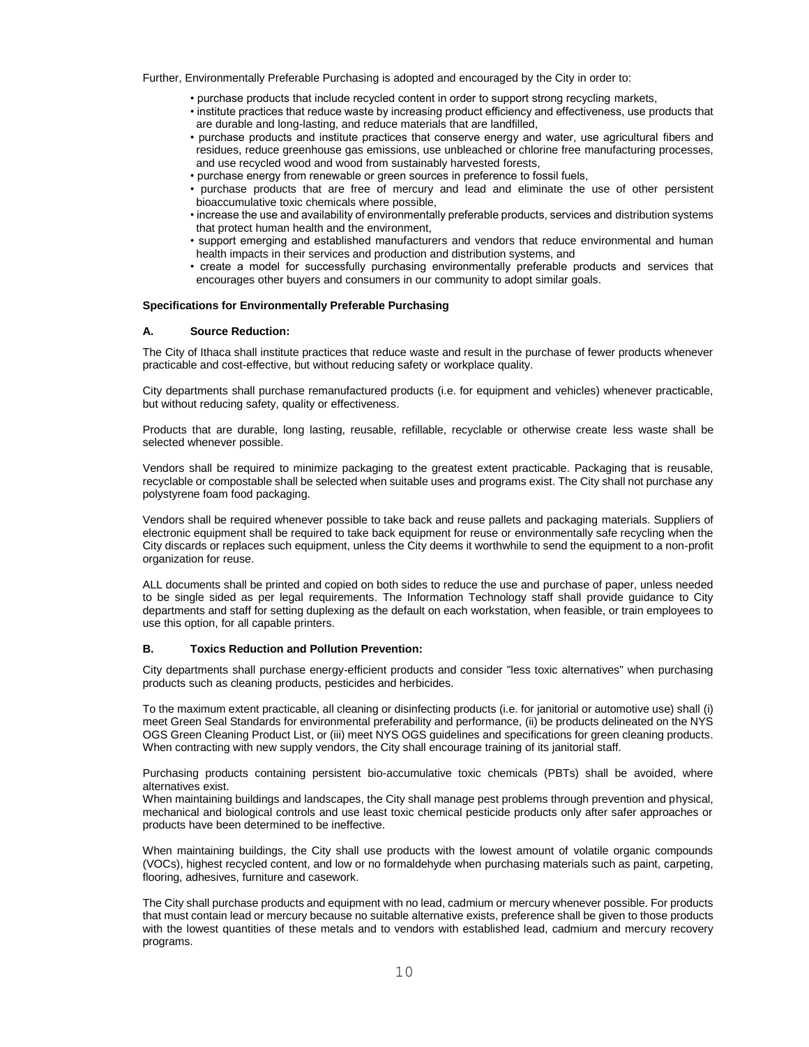Further, Environmentally Preferable Purchasing is adopted and encouraged by the City in order to:

- purchase products that include recycled content in order to support strong recycling markets,
- institute practices that reduce waste by increasing product efficiency and effectiveness, use products that are durable and long-lasting, and reduce materials that are landfilled,
- purchase products and institute practices that conserve energy and water, use agricultural fibers and residues, reduce greenhouse gas emissions, use unbleached or chlorine free manufacturing processes, and use recycled wood and wood from sustainably harvested forests,
- purchase energy from renewable or green sources in preference to fossil fuels,
- purchase products that are free of mercury and lead and eliminate the use of other persistent bioaccumulative toxic chemicals where possible,
- increase the use and availability of environmentally preferable products, services and distribution systems that protect human health and the environment,
- support emerging and established manufacturers and vendors that reduce environmental and human health impacts in their services and production and distribution systems, and
- create a model for successfully purchasing environmentally preferable products and services that encourages other buyers and consumers in our community to adopt similar goals.

**Specifications for Environmentally Preferable Purchasing**

**A. Source Reduction:**

The City of Ithaca shall institute practices that reduce waste and result in the purchase of fewer products whenever practicable and cost-effective, but without reducing safety or workplace quality.

City departments shall purchase remanufactured products (i.e. for equipment and vehicles) whenever practicable, but without reducing safety, quality or effectiveness.

Products that are durable, long lasting, reusable, refillable, recyclable or otherwise create less waste shall be selected whenever possible.

Vendors shall be required to minimize packaging to the greatest extent practicable. Packaging that is reusable, recyclable or compostable shall be selected when suitable uses and programs exist. The City shall not purchase any polystyrene foam food packaging.

Vendors shall be required whenever possible to take back and reuse pallets and packaging materials. Suppliers of electronic equipment shall be required to take back equipment for reuse or environmentally safe recycling when the City discards or replaces such equipment, unless the City deems it worthwhile to send the equipment to a non-profit organization for reuse.

ALL documents shall be printed and copied on both sides to reduce the use and purchase of paper, unless needed to be single sided as per legal requirements. The Information Technology staff shall provide guidance to City departments and staff for setting duplexing as the default on each workstation, when feasible, or train employees to use this option, for all capable printers.

**B. Toxics Reduction and Pollution Prevention:**

City departments shall purchase energy-efficient products and consider "less toxic alternatives" when purchasing products such as cleaning products, pesticides and herbicides.

To the maximum extent practicable, all cleaning or disinfecting products (i.e. for janitorial or automotive use) shall (i) meet Green Seal Standards for environmental preferability and performance, (ii) be products delineated on the NYS OGS Green Cleaning Product List, or (iii) meet NYS OGS guidelines and specifications for green cleaning products. When contracting with new supply vendors, the City shall encourage training of its janitorial staff.

Purchasing products containing persistent bio-accumulative toxic chemicals (PBTs) shall be avoided, where alternatives exist.
When maintaining buildings and landscapes, the City shall manage pest problems through prevention and physical, mechanical and biological controls and use least toxic chemical pesticide products only after safer approaches or products have been determined to be ineffective.

When maintaining buildings, the City shall use products with the lowest amount of volatile organic compounds (VOCs), highest recycled content, and low or no formaldehyde when purchasing materials such as paint, carpeting, flooring, adhesives, furniture and casework.

The City shall purchase products and equipment with no lead, cadmium or mercury whenever possible. For products that must contain lead or mercury because no suitable alternative exists, preference shall be given to those products with the lowest quantities of these metals and to vendors with established lead, cadmium and mercury recovery programs.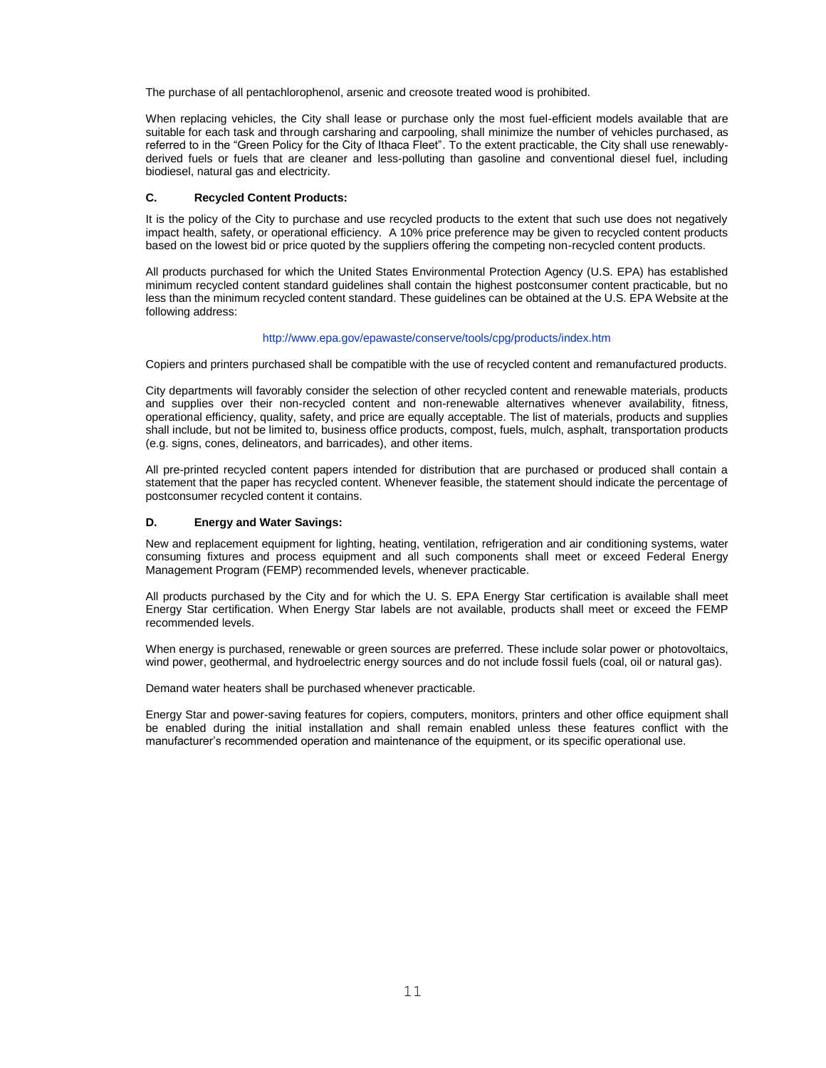The purchase of all pentachlorophenol, arsenic and creosote treated wood is prohibited.

When replacing vehicles, the City shall lease or purchase only the most fuel-efficient models available that are suitable for each task and through carsharing and carpooling, shall minimize the number of vehicles purchased, as referred to in the "Green Policy for the City of Ithaca Fleet". To the extent practicable, the City shall use renewably-derived fuels or fuels that are cleaner and less-polluting than gasoline and conventional diesel fuel, including biodiesel, natural gas and electricity.

### C. Recycled Content Products:

It is the policy of the City to purchase and use recycled products to the extent that such use does not negatively impact health, safety, or operational efficiency. A 10% price preference may be given to recycled content products based on the lowest bid or price quoted by the suppliers offering the competing non-recycled content products.

All products purchased for which the United States Environmental Protection Agency (U.S. EPA) has established minimum recycled content standard guidelines shall contain the highest postconsumer content practicable, but no less than the minimum recycled content standard. These guidelines can be obtained at the U.S. EPA Website at the following address:

http://www.epa.gov/epawaste/conserve/tools/cpg/products/index.htm

Copiers and printers purchased shall be compatible with the use of recycled content and remanufactured products.

City departments will favorably consider the selection of other recycled content and renewable materials, products and supplies over their non-recycled content and non-renewable alternatives whenever availability, fitness, operational efficiency, quality, safety, and price are equally acceptable. The list of materials, products and supplies shall include, but not be limited to, business office products, compost, fuels, mulch, asphalt, transportation products (e.g. signs, cones, delineators, and barricades), and other items.

All pre-printed recycled content papers intended for distribution that are purchased or produced shall contain a statement that the paper has recycled content. Whenever feasible, the statement should indicate the percentage of postconsumer recycled content it contains.

### D. Energy and Water Savings:

New and replacement equipment for lighting, heating, ventilation, refrigeration and air conditioning systems, water consuming fixtures and process equipment and all such components shall meet or exceed Federal Energy Management Program (FEMP) recommended levels, whenever practicable.

All products purchased by the City and for which the U. S. EPA Energy Star certification is available shall meet Energy Star certification. When Energy Star labels are not available, products shall meet or exceed the FEMP recommended levels.

When energy is purchased, renewable or green sources are preferred. These include solar power or photovoltaics, wind power, geothermal, and hydroelectric energy sources and do not include fossil fuels (coal, oil or natural gas).

Demand water heaters shall be purchased whenever practicable.

Energy Star and power-saving features for copiers, computers, monitors, printers and other office equipment shall be enabled during the initial installation and shall remain enabled unless these features conflict with the manufacturer's recommended operation and maintenance of the equipment, or its specific operational use.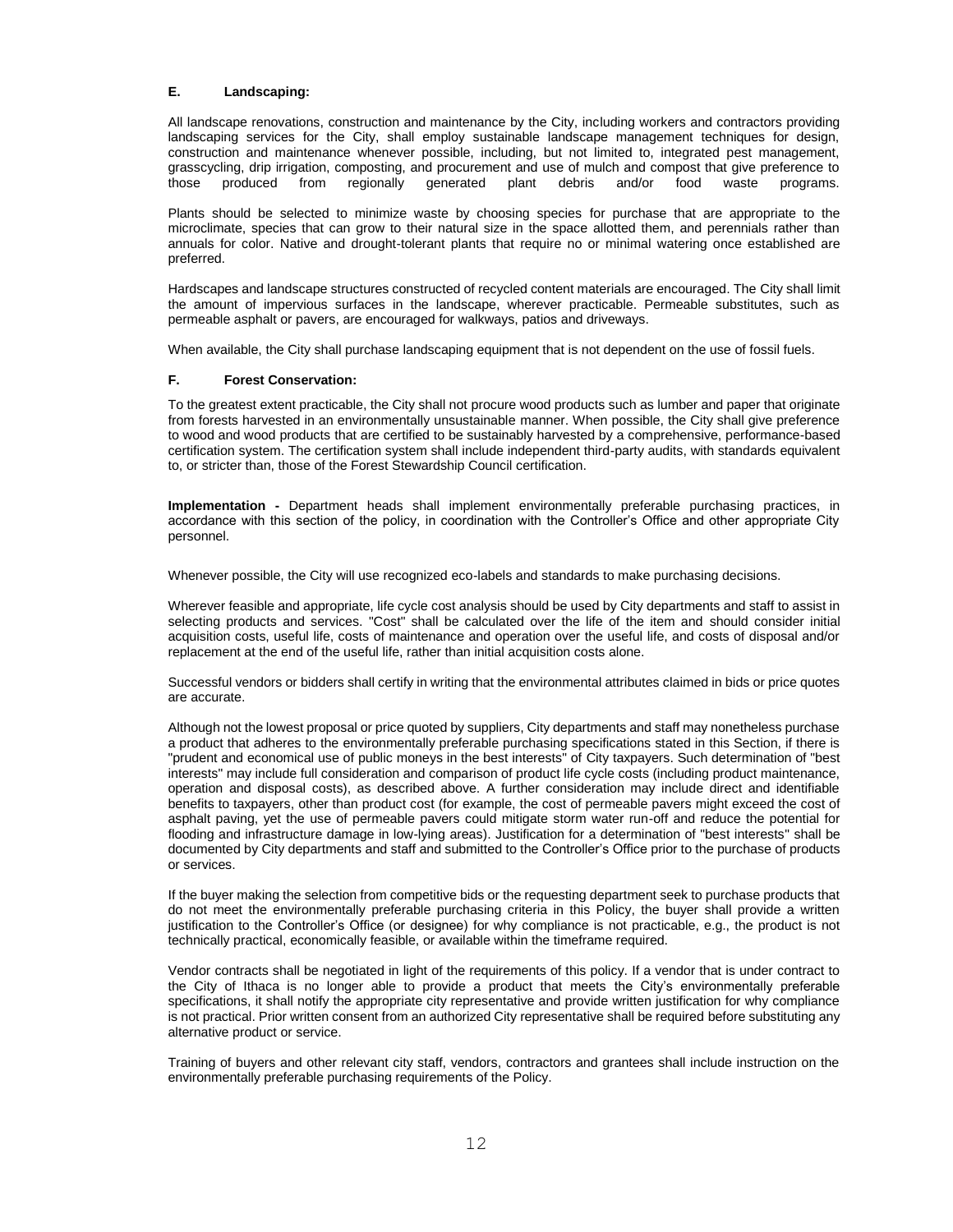### E. Landscaping:

All landscape renovations, construction and maintenance by the City, including workers and contractors providing landscaping services for the City, shall employ sustainable landscape management techniques for design, construction and maintenance whenever possible, including, but not limited to, integrated pest management, grasscycling, drip irrigation, composting, and procurement and use of mulch and compost that give preference to those produced from regionally generated plant debris and/or food waste programs.

Plants should be selected to minimize waste by choosing species for purchase that are appropriate to the microclimate, species that can grow to their natural size in the space allotted them, and perennials rather than annuals for color. Native and drought-tolerant plants that require no or minimal watering once established are preferred.

Hardscapes and landscape structures constructed of recycled content materials are encouraged. The City shall limit the amount of impervious surfaces in the landscape, wherever practicable. Permeable substitutes, such as permeable asphalt or pavers, are encouraged for walkways, patios and driveways.

When available, the City shall purchase landscaping equipment that is not dependent on the use of fossil fuels.

### F. Forest Conservation:

To the greatest extent practicable, the City shall not procure wood products such as lumber and paper that originate from forests harvested in an environmentally unsustainable manner. When possible, the City shall give preference to wood and wood products that are certified to be sustainably harvested by a comprehensive, performance-based certification system. The certification system shall include independent third-party audits, with standards equivalent to, or stricter than, those of the Forest Stewardship Council certification.

**Implementation -** Department heads shall implement environmentally preferable purchasing practices, in accordance with this section of the policy, in coordination with the Controller's Office and other appropriate City personnel.

Whenever possible, the City will use recognized eco-labels and standards to make purchasing decisions.

Wherever feasible and appropriate, life cycle cost analysis should be used by City departments and staff to assist in selecting products and services. "Cost" shall be calculated over the life of the item and should consider initial acquisition costs, useful life, costs of maintenance and operation over the useful life, and costs of disposal and/or replacement at the end of the useful life, rather than initial acquisition costs alone.

Successful vendors or bidders shall certify in writing that the environmental attributes claimed in bids or price quotes are accurate.

Although not the lowest proposal or price quoted by suppliers, City departments and staff may nonetheless purchase a product that adheres to the environmentally preferable purchasing specifications stated in this Section, if there is "prudent and economical use of public moneys in the best interests" of City taxpayers. Such determination of "best interests" may include full consideration and comparison of product life cycle costs (including product maintenance, operation and disposal costs), as described above. A further consideration may include direct and identifiable benefits to taxpayers, other than product cost (for example, the cost of permeable pavers might exceed the cost of asphalt paving, yet the use of permeable pavers could mitigate storm water run-off and reduce the potential for flooding and infrastructure damage in low-lying areas). Justification for a determination of "best interests" shall be documented by City departments and staff and submitted to the Controller's Office prior to the purchase of products or services.

If the buyer making the selection from competitive bids or the requesting department seek to purchase products that do not meet the environmentally preferable purchasing criteria in this Policy, the buyer shall provide a written justification to the Controller's Office (or designee) for why compliance is not practicable, e.g., the product is not technically practical, economically feasible, or available within the timeframe required.

Vendor contracts shall be negotiated in light of the requirements of this policy. If a vendor that is under contract to the City of Ithaca is no longer able to provide a product that meets the City's environmentally preferable specifications, it shall notify the appropriate city representative and provide written justification for why compliance is not practical. Prior written consent from an authorized City representative shall be required before substituting any alternative product or service.

Training of buyers and other relevant city staff, vendors, contractors and grantees shall include instruction on the environmentally preferable purchasing requirements of the Policy.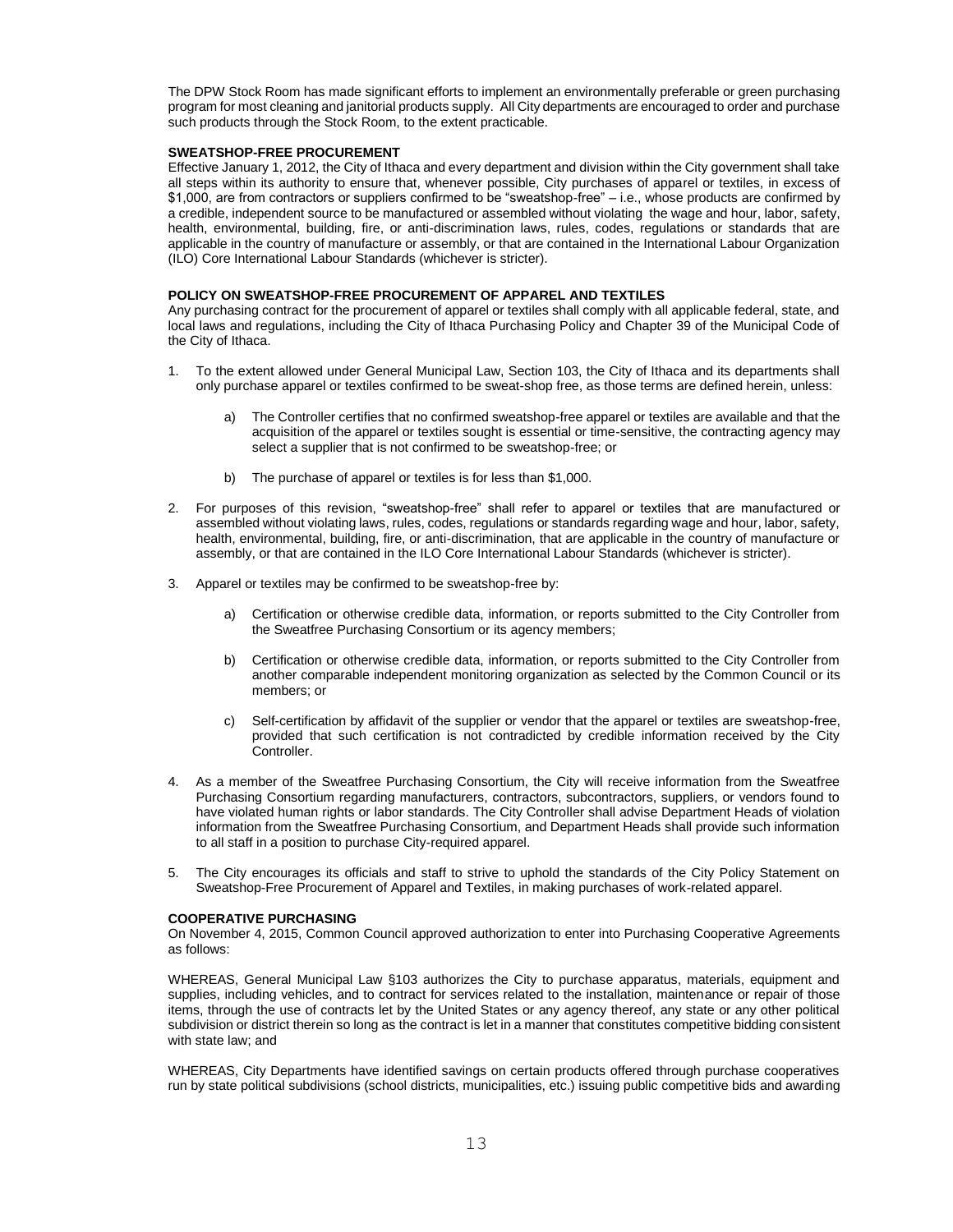The DPW Stock Room has made significant efforts to implement an environmentally preferable or green purchasing program for most cleaning and janitorial products supply. All City departments are encouraged to order and purchase such products through the Stock Room, to the extent practicable.

**SWEATSHOP-FREE PROCUREMENT**

Effective January 1, 2012, the City of Ithaca and every department and division within the City government shall take all steps within its authority to ensure that, whenever possible, City purchases of apparel or textiles, in excess of $1,000, are from contractors or suppliers confirmed to be "sweatshop-free" – i.e., whose products are confirmed by a credible, independent source to be manufactured or assembled without violating the wage and hour, labor, safety, health, environmental, building, fire, or anti-discrimination laws, rules, codes, regulations or standards that are applicable in the country of manufacture or assembly, or that are contained in the International Labour Organization (ILO) Core International Labour Standards (whichever is stricter).

**POLICY ON SWEATSHOP-FREE PROCUREMENT OF APPAREL AND TEXTILES**

Any purchasing contract for the procurement of apparel or textiles shall comply with all applicable federal, state, and local laws and regulations, including the City of Ithaca Purchasing Policy and Chapter 39 of the Municipal Code of the City of Ithaca.

1. To the extent allowed under General Municipal Law, Section 103, the City of Ithaca and its departments shall only purchase apparel or textiles confirmed to be sweat-shop free, as those terms are defined herein, unless:

   a) The Controller certifies that no confirmed sweatshop-free apparel or textiles are available and that the acquisition of the apparel or textiles sought is essential or time-sensitive, the contracting agency may select a supplier that is not confirmed to be sweatshop-free; or

   b) The purchase of apparel or textiles is for less than $1,000.

2. For purposes of this revision, "sweatshop-free" shall refer to apparel or textiles that are manufactured or assembled without violating laws, rules, codes, regulations or standards regarding wage and hour, labor, safety, health, environmental, building, fire, or anti-discrimination, that are applicable in the country of manufacture or assembly, or that are contained in the ILO Core International Labour Standards (whichever is stricter).

3. Apparel or textiles may be confirmed to be sweatshop-free by:

   a) Certification or otherwise credible data, information, or reports submitted to the City Controller from the Sweatfree Purchasing Consortium or its agency members;

   b) Certification or otherwise credible data, information, or reports submitted to the City Controller from another comparable independent monitoring organization as selected by the Common Council or its members; or

   c) Self-certification by affidavit of the supplier or vendor that the apparel or textiles are sweatshop-free, provided that such certification is not contradicted by credible information received by the City Controller.

4. As a member of the Sweatfree Purchasing Consortium, the City will receive information from the Sweatfree Purchasing Consortium regarding manufacturers, contractors, subcontractors, suppliers, or vendors found to have violated human rights or labor standards. The City Controller shall advise Department Heads of violation information from the Sweatfree Purchasing Consortium, and Department Heads shall provide such information to all staff in a position to purchase City-required apparel.

5. The City encourages its officials and staff to strive to uphold the standards of the City Policy Statement on Sweatshop-Free Procurement of Apparel and Textiles, in making purchases of work-related apparel.

**COOPERATIVE PURCHASING**

On November 4, 2015, Common Council approved authorization to enter into Purchasing Cooperative Agreements as follows:

WHEREAS, General Municipal Law §103 authorizes the City to purchase apparatus, materials, equipment and supplies, including vehicles, and to contract for services related to the installation, maintenance or repair of those items, through the use of contracts let by the United States or any agency thereof, any state or any other political subdivision or district therein so long as the contract is let in a manner that constitutes competitive bidding consistent with state law; and

WHEREAS, City Departments have identified savings on certain products offered through purchase cooperatives run by state political subdivisions (school districts, municipalities, etc.) issuing public competitive bids and awarding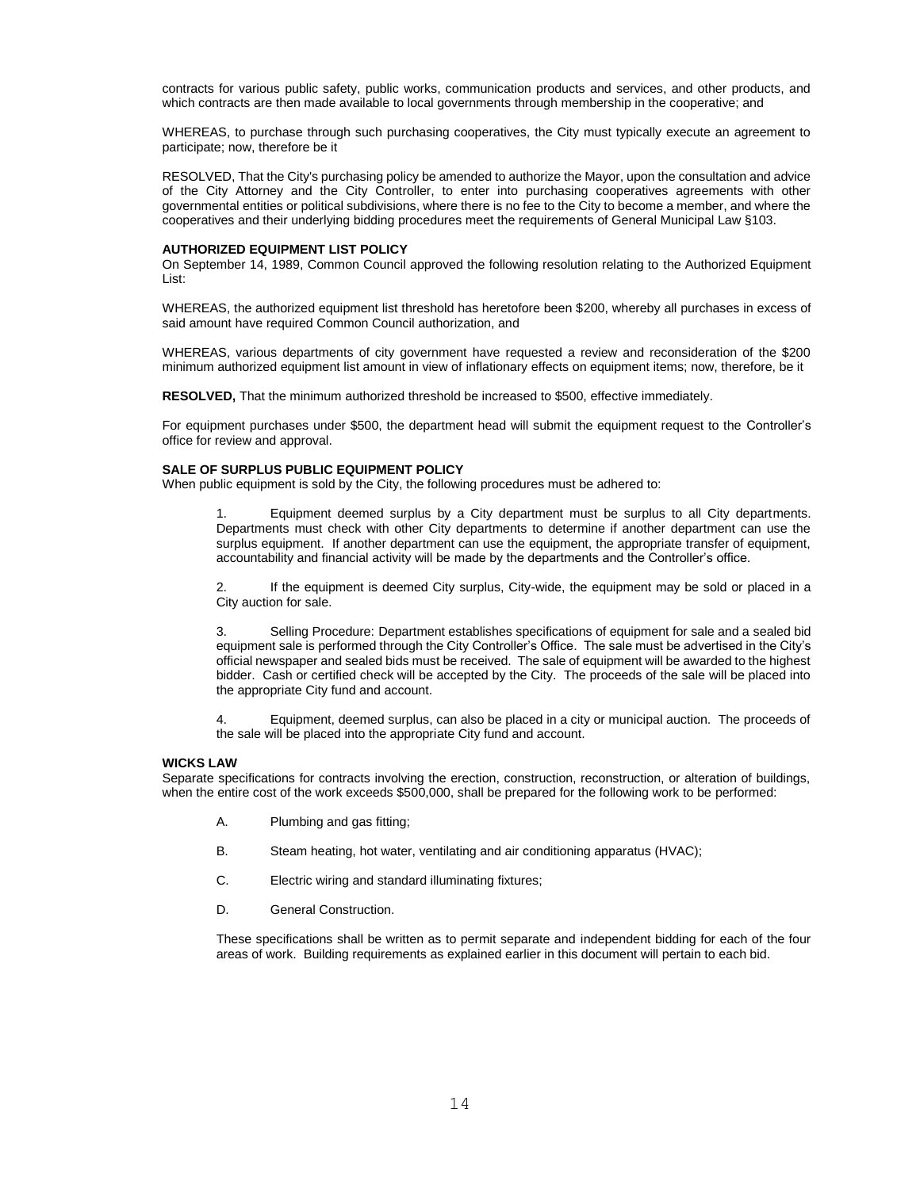contracts for various public safety, public works, communication products and services, and other products, and which contracts are then made available to local governments through membership in the cooperative; and

WHEREAS, to purchase through such purchasing cooperatives, the City must typically execute an agreement to participate; now, therefore be it

RESOLVED, That the City's purchasing policy be amended to authorize the Mayor, upon the consultation and advice of the City Attorney and the City Controller, to enter into purchasing cooperatives agreements with other governmental entities or political subdivisions, where there is no fee to the City to become a member, and where the cooperatives and their underlying bidding procedures meet the requirements of General Municipal Law §103.

**AUTHORIZED EQUIPMENT LIST POLICY**

On September 14, 1989, Common Council approved the following resolution relating to the Authorized Equipment List:

WHEREAS, the authorized equipment list threshold has heretofore been $200, whereby all purchases in excess of said amount have required Common Council authorization, and

WHEREAS, various departments of city government have requested a review and reconsideration of the $200 minimum authorized equipment list amount in view of inflationary effects on equipment items; now, therefore, be it

**RESOLVED,** That the minimum authorized threshold be increased to $500, effective immediately.

For equipment purchases under $500, the department head will submit the equipment request to the Controller's office for review and approval.

**SALE OF SURPLUS PUBLIC EQUIPMENT POLICY**

When public equipment is sold by the City, the following procedures must be adhered to:

1. Equipment deemed surplus by a City department must be surplus to all City departments. Departments must check with other City departments to determine if another department can use the surplus equipment. If another department can use the equipment, the appropriate transfer of equipment, accountability and financial activity will be made by the departments and the Controller's office.

2. If the equipment is deemed City surplus, City-wide, the equipment may be sold or placed in a City auction for sale.

3. Selling Procedure: Department establishes specifications of equipment for sale and a sealed bid equipment sale is performed through the City Controller's Office. The sale must be advertised in the City's official newspaper and sealed bids must be received. The sale of equipment will be awarded to the highest bidder. Cash or certified check will be accepted by the City. The proceeds of the sale will be placed into the appropriate City fund and account.

4. Equipment, deemed surplus, can also be placed in a city or municipal auction. The proceeds of the sale will be placed into the appropriate City fund and account.

**WICKS LAW**

Separate specifications for contracts involving the erection, construction, reconstruction, or alteration of buildings, when the entire cost of the work exceeds $500,000, shall be prepared for the following work to be performed:

A. Plumbing and gas fitting;

B. Steam heating, hot water, ventilating and air conditioning apparatus (HVAC);

C. Electric wiring and standard illuminating fixtures;

D. General Construction.

These specifications shall be written as to permit separate and independent bidding for each of the four areas of work. Building requirements as explained earlier in this document will pertain to each bid.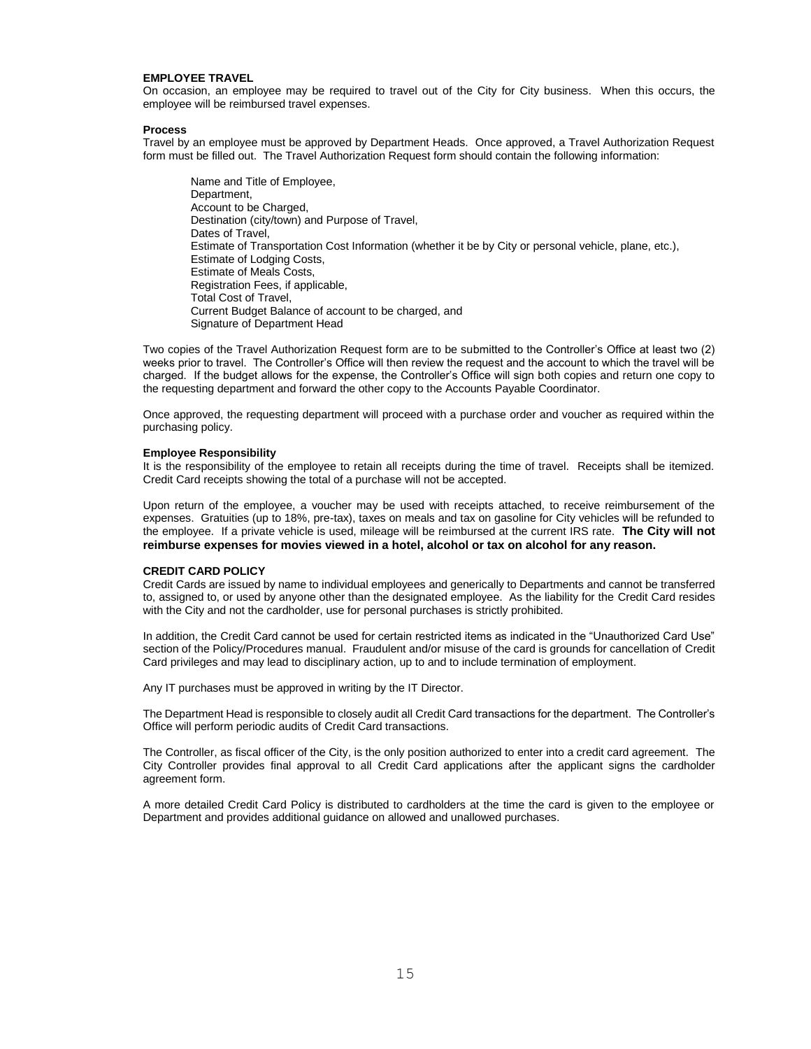## EMPLOYEE TRAVEL

On occasion, an employee may be required to travel out of the City for City business. When this occurs, the employee will be reimbursed travel expenses.

### Process

Travel by an employee must be approved by Department Heads. Once approved, a Travel Authorization Request form must be filled out. The Travel Authorization Request form should contain the following information:

- Name and Title of Employee,
- Department,
- Account to be Charged,
- Destination (city/town) and Purpose of Travel,
- Dates of Travel,
- Estimate of Transportation Cost Information (whether it be by City or personal vehicle, plane, etc.),
- Estimate of Lodging Costs,
- Estimate of Meals Costs,
- Registration Fees, if applicable,
- Total Cost of Travel,
- Current Budget Balance of account to be charged, and
- Signature of Department Head

Two copies of the Travel Authorization Request form are to be submitted to the Controller's Office at least two (2) weeks prior to travel. The Controller's Office will then review the request and the account to which the travel will be charged. If the budget allows for the expense, the Controller's Office will sign both copies and return one copy to the requesting department and forward the other copy to the Accounts Payable Coordinator.

Once approved, the requesting department will proceed with a purchase order and voucher as required within the purchasing policy.

### Employee Responsibility

It is the responsibility of the employee to retain all receipts during the time of travel. Receipts shall be itemized. Credit Card receipts showing the total of a purchase will not be accepted.

Upon return of the employee, a voucher may be used with receipts attached, to receive reimbursement of the expenses. Gratuities (up to 18%, pre-tax), taxes on meals and tax on gasoline for City vehicles will be refunded to the employee. If a private vehicle is used, mileage will be reimbursed at the current IRS rate. **The City will not reimburse expenses for movies viewed in a hotel, alcohol or tax on alcohol for any reason.**

## CREDIT CARD POLICY

Credit Cards are issued by name to individual employees and generically to Departments and cannot be transferred to, assigned to, or used by anyone other than the designated employee. As the liability for the Credit Card resides with the City and not the cardholder, use for personal purchases is strictly prohibited.

In addition, the Credit Card cannot be used for certain restricted items as indicated in the "Unauthorized Card Use" section of the Policy/Procedures manual. Fraudulent and/or misuse of the card is grounds for cancellation of Credit Card privileges and may lead to disciplinary action, up to and to include termination of employment.

Any IT purchases must be approved in writing by the IT Director.

The Department Head is responsible to closely audit all Credit Card transactions for the department. The Controller's Office will perform periodic audits of Credit Card transactions.

The Controller, as fiscal officer of the City, is the only position authorized to enter into a credit card agreement. The City Controller provides final approval to all Credit Card applications after the applicant signs the cardholder agreement form.

A more detailed Credit Card Policy is distributed to cardholders at the time the card is given to the employee or Department and provides additional guidance on allowed and unallowed purchases.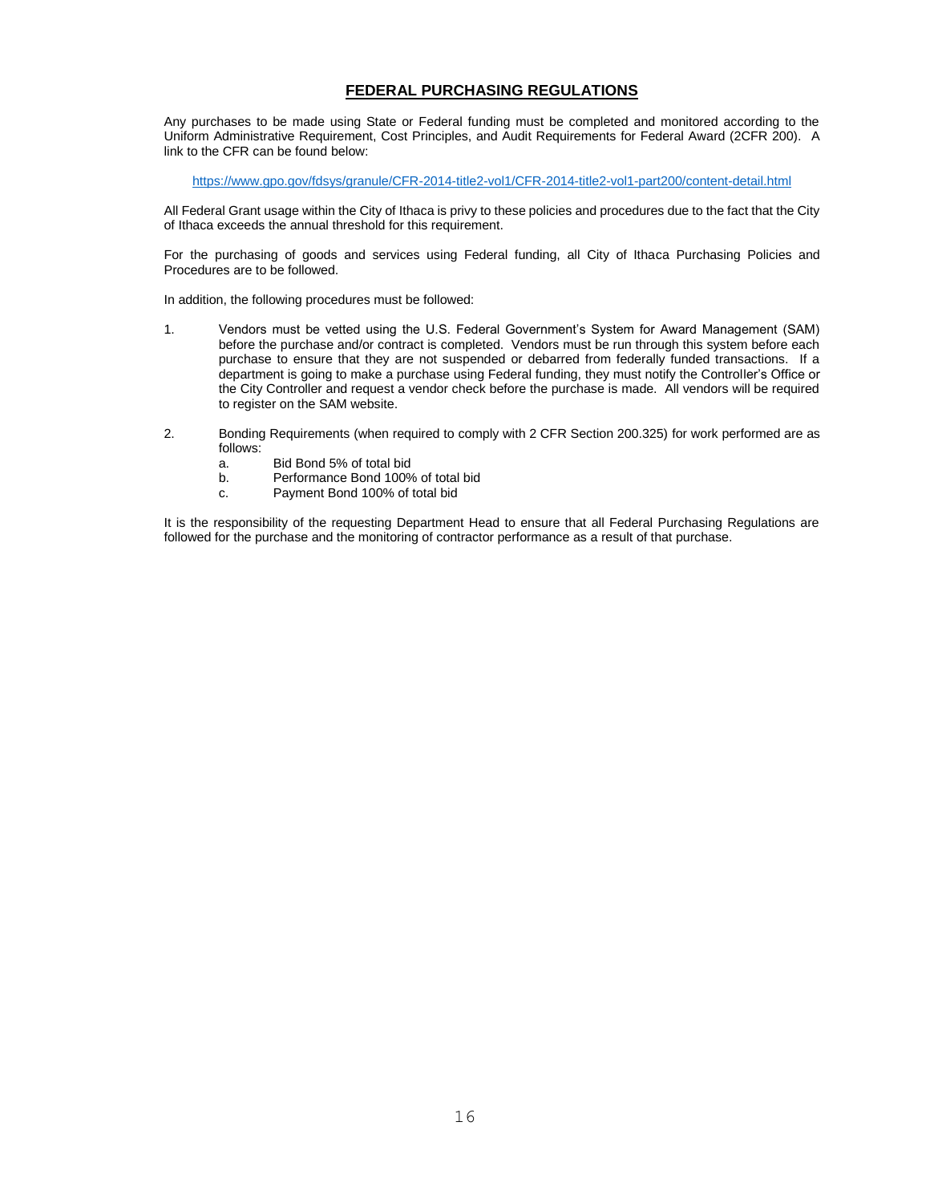## FEDERAL PURCHASING REGULATIONS

Any purchases to be made using State or Federal funding must be completed and monitored according to the Uniform Administrative Requirement, Cost Principles, and Audit Requirements for Federal Award (2CFR 200). A link to the CFR can be found below:

https://www.gpo.gov/fdsys/granule/CFR-2014-title2-vol1/CFR-2014-title2-vol1-part200/content-detail.html

All Federal Grant usage within the City of Ithaca is privy to these policies and procedures due to the fact that the City of Ithaca exceeds the annual threshold for this requirement.

For the purchasing of goods and services using Federal funding, all City of Ithaca Purchasing Policies and Procedures are to be followed.

In addition, the following procedures must be followed:

1. Vendors must be vetted using the U.S. Federal Government's System for Award Management (SAM) before the purchase and/or contract is completed. Vendors must be run through this system before each purchase to ensure that they are not suspended or debarred from federally funded transactions. If a department is going to make a purchase using Federal funding, they must notify the Controller's Office or the City Controller and request a vendor check before the purchase is made. All vendors will be required to register on the SAM website.

2. Bonding Requirements (when required to comply with 2 CFR Section 200.325) for work performed are as follows:
   a. Bid Bond 5% of total bid
   b. Performance Bond 100% of total bid
   c. Payment Bond 100% of total bid

It is the responsibility of the requesting Department Head to ensure that all Federal Purchasing Regulations are followed for the purchase and the monitoring of contractor performance as a result of that purchase.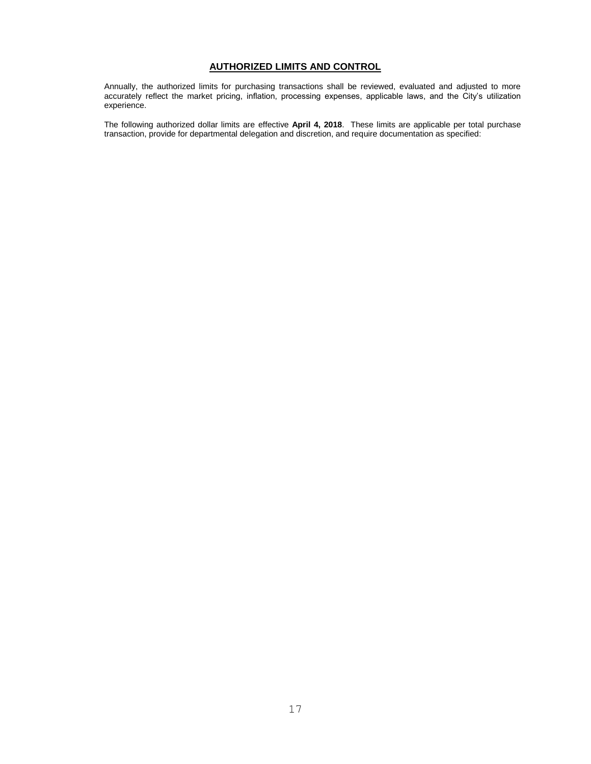## AUTHORIZED LIMITS AND CONTROL

Annually, the authorized limits for purchasing transactions shall be reviewed, evaluated and adjusted to more accurately reflect the market pricing, inflation, processing expenses, applicable laws, and the City's utilization experience.

The following authorized dollar limits are effective **April 4, 2018**. These limits are applicable per total purchase transaction, provide for departmental delegation and discretion, and require documentation as specified: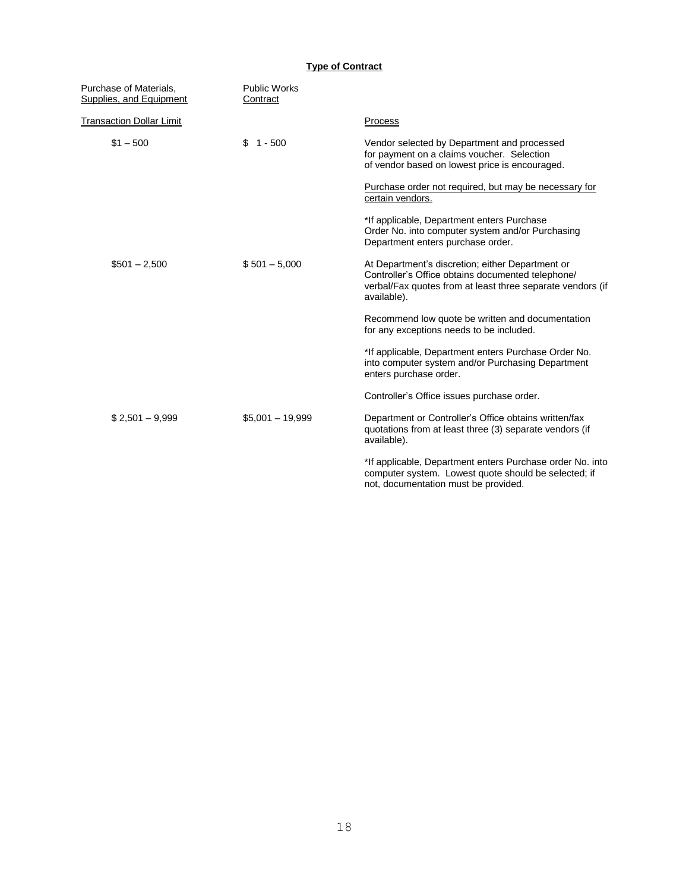**Type of Contract**

| Purchase of Materials, Supplies, and Equipment | Public Works Contract | |
|---|---|---|
| Transaction Dollar Limit | | Process |
| $1 – 500 | $ 1 - 500 | Vendor selected by Department and processed for payment on a claims voucher. Selection of vendor based on lowest price is encouraged.<br><br>Purchase order not required, but may be necessary for certain vendors.<br><br>*If applicable, Department enters Purchase Order No. into computer system and/or Purchasing Department enters purchase order. |
| $501 – 2,500 | $ 501 – 5,000 | At Department's discretion; either Department or Controller's Office obtains documented telephone/ verbal/Fax quotes from at least three separate vendors (if available).<br><br>Recommend low quote be written and documentation for any exceptions needs to be included.<br><br>*If applicable, Department enters Purchase Order No. into computer system and/or Purchasing Department enters purchase order.<br><br>Controller's Office issues purchase order. |
| $ 2,501 – 9,999 | $5,001 – 19,999 | Department or Controller's Office obtains written/fax quotations from at least three (3) separate vendors (if available).<br><br>*If applicable, Department enters Purchase order No. into computer system. Lowest quote should be selected; if not, documentation must be provided. |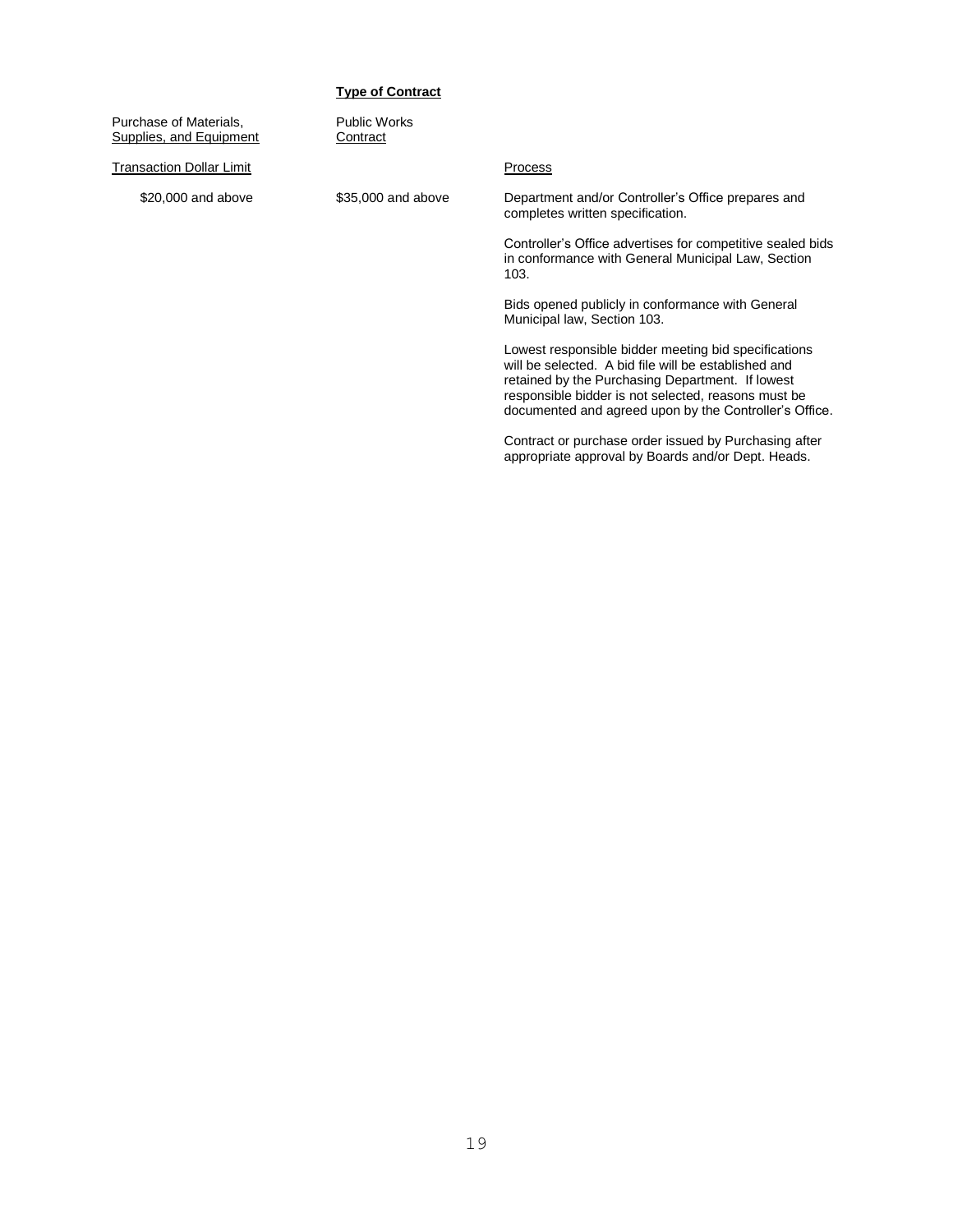| **Type of Contract** | | |
|---|---|---|
| Purchase of Materials, Supplies, and Equipment | Public Works Contract | |
| Transaction Dollar Limit | | Process |
| $20,000 and above | $35,000 and above | Department and/or Controller's Office prepares and completes written specification.<br><br>Controller's Office advertises for competitive sealed bids in conformance with General Municipal Law, Section 103.<br><br>Bids opened publicly in conformance with General Municipal law, Section 103.<br><br>Lowest responsible bidder meeting bid specifications will be selected. A bid file will be established and retained by the Purchasing Department. If lowest responsible bidder is not selected, reasons must be documented and agreed upon by the Controller's Office.<br><br>Contract or purchase order issued by Purchasing after appropriate approval by Boards and/or Dept. Heads. |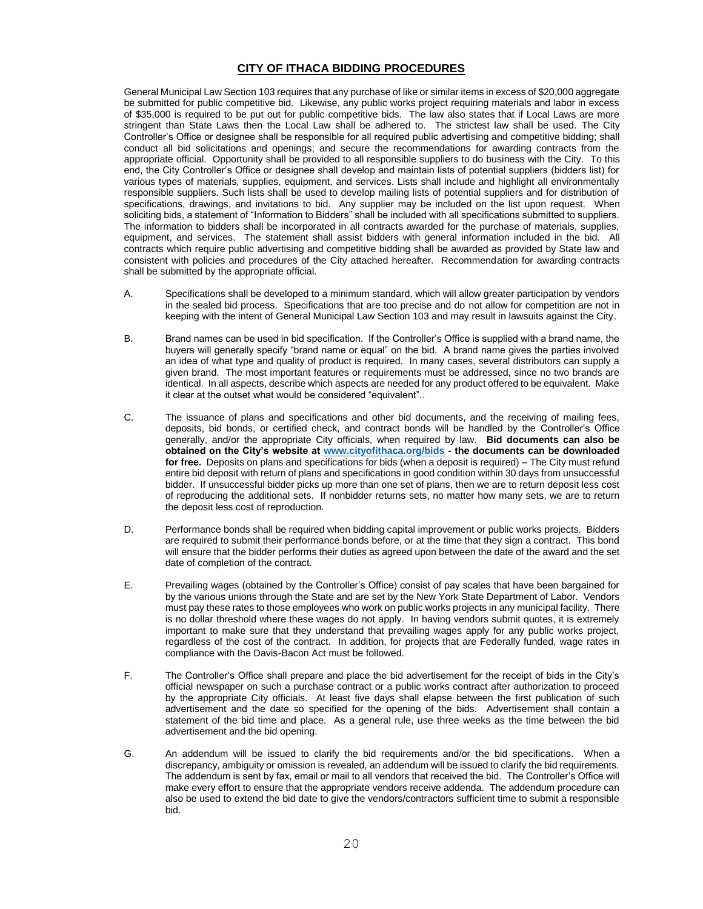# CITY OF ITHACA BIDDING PROCEDURES

General Municipal Law Section 103 requires that any purchase of like or similar items in excess of $20,000 aggregate be submitted for public competitive bid. Likewise, any public works project requiring materials and labor in excess of $35,000 is required to be put out for public competitive bids. The law also states that if Local Laws are more stringent than State Laws then the Local Law shall be adhered to. The strictest law shall be used. The City Controller's Office or designee shall be responsible for all required public advertising and competitive bidding; shall conduct all bid solicitations and openings; and secure the recommendations for awarding contracts from the appropriate official. Opportunity shall be provided to all responsible suppliers to do business with the City. To this end, the City Controller's Office or designee shall develop and maintain lists of potential suppliers (bidders list) for various types of materials, supplies, equipment, and services. Lists shall include and highlight all environmentally responsible suppliers. Such lists shall be used to develop mailing lists of potential suppliers and for distribution of specifications, drawings, and invitations to bid. Any supplier may be included on the list upon request. When soliciting bids, a statement of "Information to Bidders" shall be included with all specifications submitted to suppliers. The information to bidders shall be incorporated in all contracts awarded for the purchase of materials, supplies, equipment, and services. The statement shall assist bidders with general information included in the bid. All contracts which require public advertising and competitive bidding shall be awarded as provided by State law and consistent with policies and procedures of the City attached hereafter. Recommendation for awarding contracts shall be submitted by the appropriate official.

A. Specifications shall be developed to a minimum standard, which will allow greater participation by vendors in the sealed bid process. Specifications that are too precise and do not allow for competition are not in keeping with the intent of General Municipal Law Section 103 and may result in lawsuits against the City.

B. Brand names can be used in bid specification. If the Controller's Office is supplied with a brand name, the buyers will generally specify "brand name or equal" on the bid. A brand name gives the parties involved an idea of what type and quality of product is required. In many cases, several distributors can supply a given brand. The most important features or requirements must be addressed, since no two brands are identical. In all aspects, describe which aspects are needed for any product offered to be equivalent. Make it clear at the outset what would be considered "equivalent"..

C. The issuance of plans and specifications and other bid documents, and the receiving of mailing fees, deposits, bid bonds, or certified check, and contract bonds will be handled by the Controller's Office generally, and/or the appropriate City officials, when required by law. **Bid documents can also be obtained on the City's website at [www.cityofithaca.org/bids](www.cityofithaca.org/bids) - the documents can be downloaded for free.** Deposits on plans and specifications for bids (when a deposit is required) – The City must refund entire bid deposit with return of plans and specifications in good condition within 30 days from unsuccessful bidder. If unsuccessful bidder picks up more than one set of plans, then we are to return deposit less cost of reproducing the additional sets. If nonbidder returns sets, no matter how many sets, we are to return the deposit less cost of reproduction.

D. Performance bonds shall be required when bidding capital improvement or public works projects. Bidders are required to submit their performance bonds before, or at the time that they sign a contract. This bond will ensure that the bidder performs their duties as agreed upon between the date of the award and the set date of completion of the contract.

E. Prevailing wages (obtained by the Controller's Office) consist of pay scales that have been bargained for by the various unions through the State and are set by the New York State Department of Labor. Vendors must pay these rates to those employees who work on public works projects in any municipal facility. There is no dollar threshold where these wages do not apply. In having vendors submit quotes, it is extremely important to make sure that they understand that prevailing wages apply for any public works project, regardless of the cost of the contract. In addition, for projects that are Federally funded, wage rates in compliance with the Davis-Bacon Act must be followed.

F. The Controller's Office shall prepare and place the bid advertisement for the receipt of bids in the City's official newspaper on such a purchase contract or a public works contract after authorization to proceed by the appropriate City officials. At least five days shall elapse between the first publication of such advertisement and the date so specified for the opening of the bids. Advertisement shall contain a statement of the bid time and place. As a general rule, use three weeks as the time between the bid advertisement and the bid opening.

G. An addendum will be issued to clarify the bid requirements and/or the bid specifications. When a discrepancy, ambiguity or omission is revealed, an addendum will be issued to clarify the bid requirements. The addendum is sent by fax, email or mail to all vendors that received the bid. The Controller's Office will make every effort to ensure that the appropriate vendors receive addenda. The addendum procedure can also be used to extend the bid date to give the vendors/contractors sufficient time to submit a responsible bid.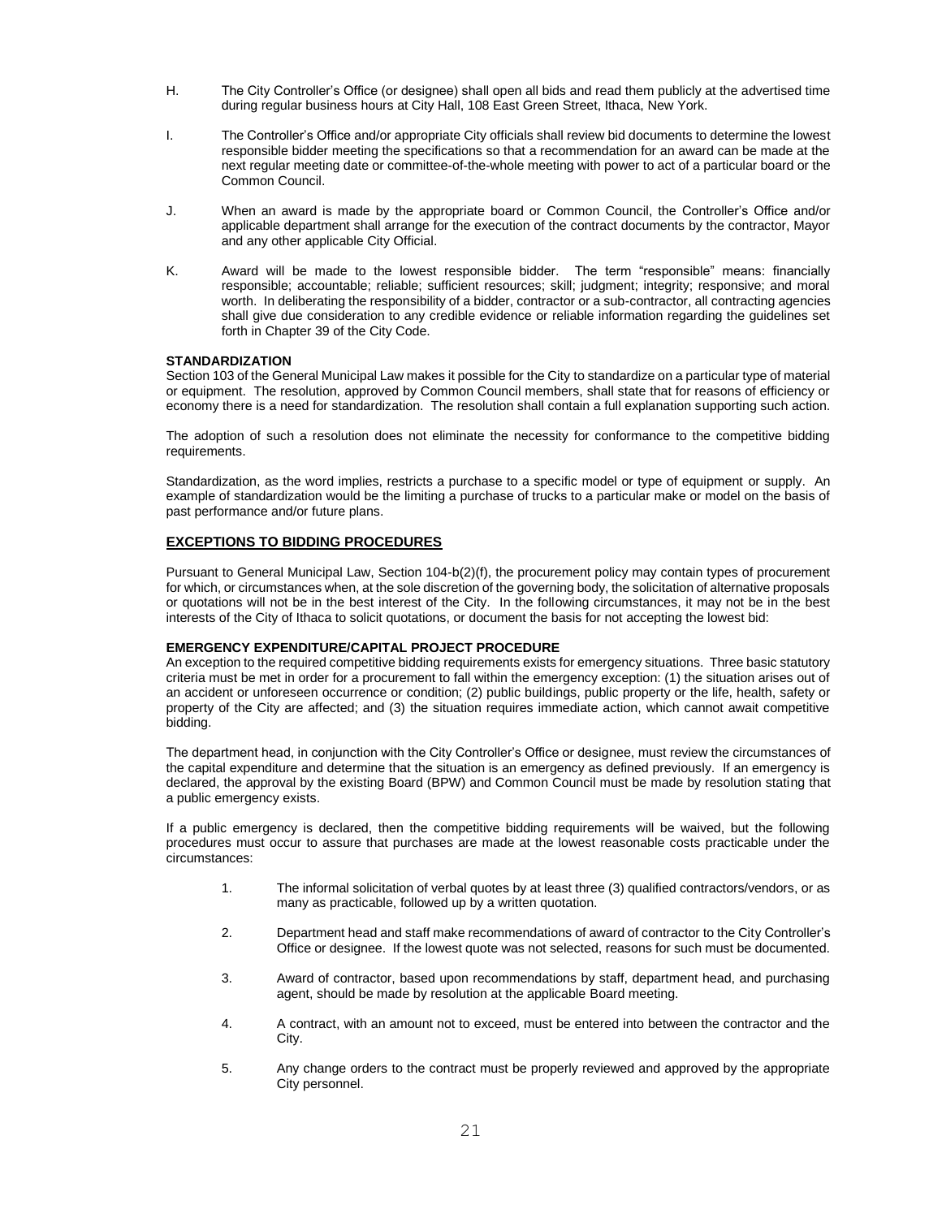H. The City Controller's Office (or designee) shall open all bids and read them publicly at the advertised time during regular business hours at City Hall, 108 East Green Street, Ithaca, New York.

I. The Controller's Office and/or appropriate City officials shall review bid documents to determine the lowest responsible bidder meeting the specifications so that a recommendation for an award can be made at the next regular meeting date or committee-of-the-whole meeting with power to act of a particular board or the Common Council.

J. When an award is made by the appropriate board or Common Council, the Controller's Office and/or applicable department shall arrange for the execution of the contract documents by the contractor, Mayor and any other applicable City Official.

K. Award will be made to the lowest responsible bidder. The term "responsible" means: financially responsible; accountable; reliable; sufficient resources; skill; judgment; integrity; responsive; and moral worth. In deliberating the responsibility of a bidder, contractor or a sub-contractor, all contracting agencies shall give due consideration to any credible evidence or reliable information regarding the guidelines set forth in Chapter 39 of the City Code.

**STANDARDIZATION**

Section 103 of the General Municipal Law makes it possible for the City to standardize on a particular type of material or equipment. The resolution, approved by Common Council members, shall state that for reasons of efficiency or economy there is a need for standardization. The resolution shall contain a full explanation supporting such action.

The adoption of such a resolution does not eliminate the necessity for conformance to the competitive bidding requirements.

Standardization, as the word implies, restricts a purchase to a specific model or type of equipment or supply. An example of standardization would be the limiting a purchase of trucks to a particular make or model on the basis of past performance and/or future plans.

## EXCEPTIONS TO BIDDING PROCEDURES

Pursuant to General Municipal Law, Section 104-b(2)(f), the procurement policy may contain types of procurement for which, or circumstances when, at the sole discretion of the governing body, the solicitation of alternative proposals or quotations will not be in the best interest of the City. In the following circumstances, it may not be in the best interests of the City of Ithaca to solicit quotations, or document the basis for not accepting the lowest bid:

**EMERGENCY EXPENDITURE/CAPITAL PROJECT PROCEDURE**

An exception to the required competitive bidding requirements exists for emergency situations. Three basic statutory criteria must be met in order for a procurement to fall within the emergency exception: (1) the situation arises out of an accident or unforeseen occurrence or condition; (2) public buildings, public property or the life, health, safety or property of the City are affected; and (3) the situation requires immediate action, which cannot await competitive bidding.

The department head, in conjunction with the City Controller's Office or designee, must review the circumstances of the capital expenditure and determine that the situation is an emergency as defined previously. If an emergency is declared, the approval by the existing Board (BPW) and Common Council must be made by resolution stating that a public emergency exists.

If a public emergency is declared, then the competitive bidding requirements will be waived, but the following procedures must occur to assure that purchases are made at the lowest reasonable costs practicable under the circumstances:

1. The informal solicitation of verbal quotes by at least three (3) qualified contractors/vendors, or as many as practicable, followed up by a written quotation.

2. Department head and staff make recommendations of award of contractor to the City Controller's Office or designee. If the lowest quote was not selected, reasons for such must be documented.

3. Award of contractor, based upon recommendations by staff, department head, and purchasing agent, should be made by resolution at the applicable Board meeting.

4. A contract, with an amount not to exceed, must be entered into between the contractor and the City.

5. Any change orders to the contract must be properly reviewed and approved by the appropriate City personnel.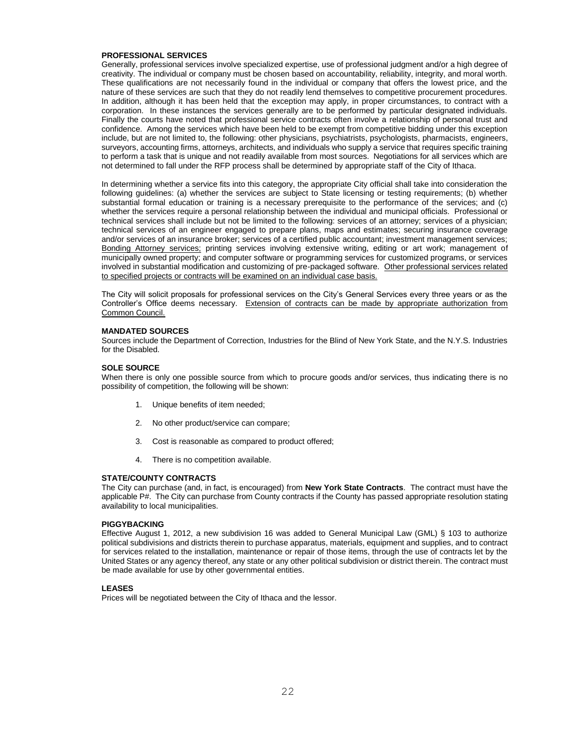**PROFESSIONAL SERVICES**

Generally, professional services involve specialized expertise, use of professional judgment and/or a high degree of creativity. The individual or company must be chosen based on accountability, reliability, integrity, and moral worth. These qualifications are not necessarily found in the individual or company that offers the lowest price, and the nature of these services are such that they do not readily lend themselves to competitive procurement procedures. In addition, although it has been held that the exception may apply, in proper circumstances, to contract with a corporation. In these instances the services generally are to be performed by particular designated individuals. Finally the courts have noted that professional service contracts often involve a relationship of personal trust and confidence. Among the services which have been held to be exempt from competitive bidding under this exception include, but are not limited to, the following: other physicians, psychiatrists, psychologists, pharmacists, engineers, surveyors, accounting firms, attorneys, architects, and individuals who supply a service that requires specific training to perform a task that is unique and not readily available from most sources. Negotiations for all services which are not determined to fall under the RFP process shall be determined by appropriate staff of the City of Ithaca.

In determining whether a service fits into this category, the appropriate City official shall take into consideration the following guidelines: (a) whether the services are subject to State licensing or testing requirements; (b) whether substantial formal education or training is a necessary prerequisite to the performance of the services; and (c) whether the services require a personal relationship between the individual and municipal officials. Professional or technical services shall include but not be limited to the following: services of an attorney; services of a physician; technical services of an engineer engaged to prepare plans, maps and estimates; securing insurance coverage and/or services of an insurance broker; services of a certified public accountant; investment management services; Bonding Attorney services; printing services involving extensive writing, editing or art work; management of municipally owned property; and computer software or programming services for customized programs, or services involved in substantial modification and customizing of pre-packaged software. Other professional services related to specified projects or contracts will be examined on an individual case basis.

The City will solicit proposals for professional services on the City's General Services every three years or as the Controller's Office deems necessary. Extension of contracts can be made by appropriate authorization from Common Council.

**MANDATED SOURCES**

Sources include the Department of Correction, Industries for the Blind of New York State, and the N.Y.S. Industries for the Disabled.

**SOLE SOURCE**

When there is only one possible source from which to procure goods and/or services, thus indicating there is no possibility of competition, the following will be shown:

1. Unique benefits of item needed;
2. No other product/service can compare;
3. Cost is reasonable as compared to product offered;
4. There is no competition available.

**STATE/COUNTY CONTRACTS**

The City can purchase (and, in fact, is encouraged) from **New York State Contracts**. The contract must have the applicable P#. The City can purchase from County contracts if the County has passed appropriate resolution stating availability to local municipalities.

**PIGGYBACKING**

Effective August 1, 2012, a new subdivision 16 was added to General Municipal Law (GML) § 103 to authorize political subdivisions and districts therein to purchase apparatus, materials, equipment and supplies, and to contract for services related to the installation, maintenance or repair of those items, through the use of contracts let by the United States or any agency thereof, any state or any other political subdivision or district therein. The contract must be made available for use by other governmental entities.

**LEASES**

Prices will be negotiated between the City of Ithaca and the lessor.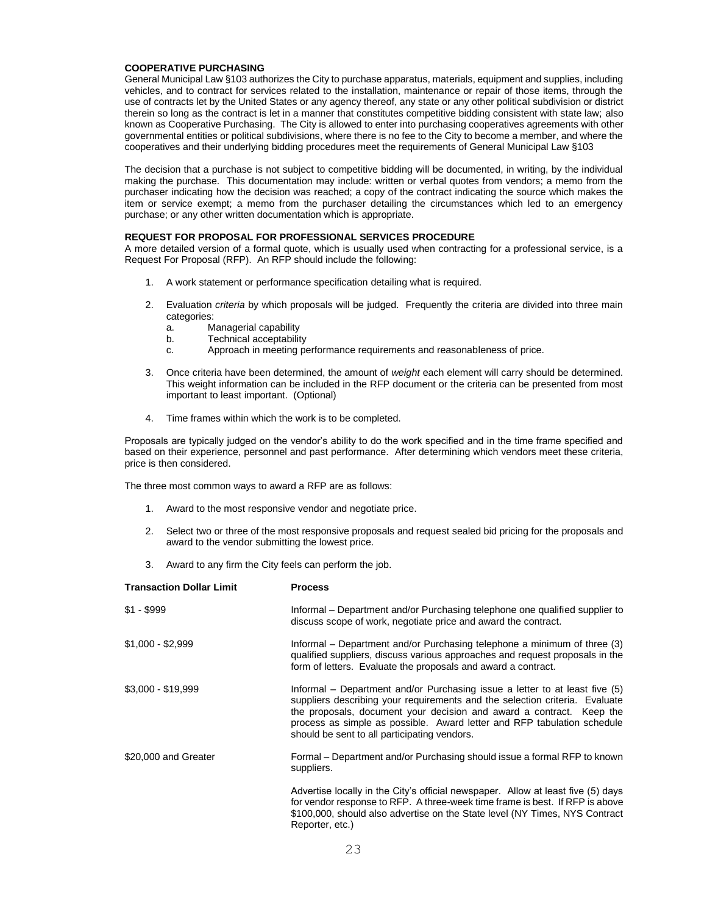**COOPERATIVE PURCHASING**

General Municipal Law §103 authorizes the City to purchase apparatus, materials, equipment and supplies, including vehicles, and to contract for services related to the installation, maintenance or repair of those items, through the use of contracts let by the United States or any agency thereof, any state or any other political subdivision or district therein so long as the contract is let in a manner that constitutes competitive bidding consistent with state law; also known as Cooperative Purchasing. The City is allowed to enter into purchasing cooperatives agreements with other governmental entities or political subdivisions, where there is no fee to the City to become a member, and where the cooperatives and their underlying bidding procedures meet the requirements of General Municipal Law §103

The decision that a purchase is not subject to competitive bidding will be documented, in writing, by the individual making the purchase. This documentation may include: written or verbal quotes from vendors; a memo from the purchaser indicating how the decision was reached; a copy of the contract indicating the source which makes the item or service exempt; a memo from the purchaser detailing the circumstances which led to an emergency purchase; or any other written documentation which is appropriate.

**REQUEST FOR PROPOSAL FOR PROFESSIONAL SERVICES PROCEDURE**

A more detailed version of a formal quote, which is usually used when contracting for a professional service, is a Request For Proposal (RFP). An RFP should include the following:

1. A work statement or performance specification detailing what is required.
2. Evaluation *criteria* by which proposals will be judged. Frequently the criteria are divided into three main categories:
   a. Managerial capability
   b. Technical acceptability
   c. Approach in meeting performance requirements and reasonableness of price.
3. Once criteria have been determined, the amount of *weight* each element will carry should be determined. This weight information can be included in the RFP document or the criteria can be presented from most important to least important. (Optional)
4. Time frames within which the work is to be completed.

Proposals are typically judged on the vendor's ability to do the work specified and in the time frame specified and based on their experience, personnel and past performance. After determining which vendors meet these criteria, price is then considered.

The three most common ways to award a RFP are as follows:

1. Award to the most responsive vendor and negotiate price.
2. Select two or three of the most responsive proposals and request sealed bid pricing for the proposals and award to the vendor submitting the lowest price.
3. Award to any firm the City feels can perform the job.

| **Transaction Dollar Limit** | **Process** |
|---|---|
| $1 - $999 | Informal – Department and/or Purchasing telephone one qualified supplier to discuss scope of work, negotiate price and award the contract. |
| $1,000 - $2,999 | Informal – Department and/or Purchasing telephone a minimum of three (3) qualified suppliers, discuss various approaches and request proposals in the form of letters. Evaluate the proposals and award a contract. |
| $3,000 - $19,999 | Informal – Department and/or Purchasing issue a letter to at least five (5) suppliers describing your requirements and the selection criteria. Evaluate the proposals, document your decision and award a contract. Keep the process as simple as possible. Award letter and RFP tabulation schedule should be sent to all participating vendors. |
| $20,000 and Greater | Formal – Department and/or Purchasing should issue a formal RFP to known suppliers.<br><br>Advertise locally in the City's official newspaper. Allow at least five (5) days for vendor response to RFP. A three-week time frame is best. If RFP is above $100,000, should also advertise on the State level (NY Times, NYS Contract Reporter, etc.) |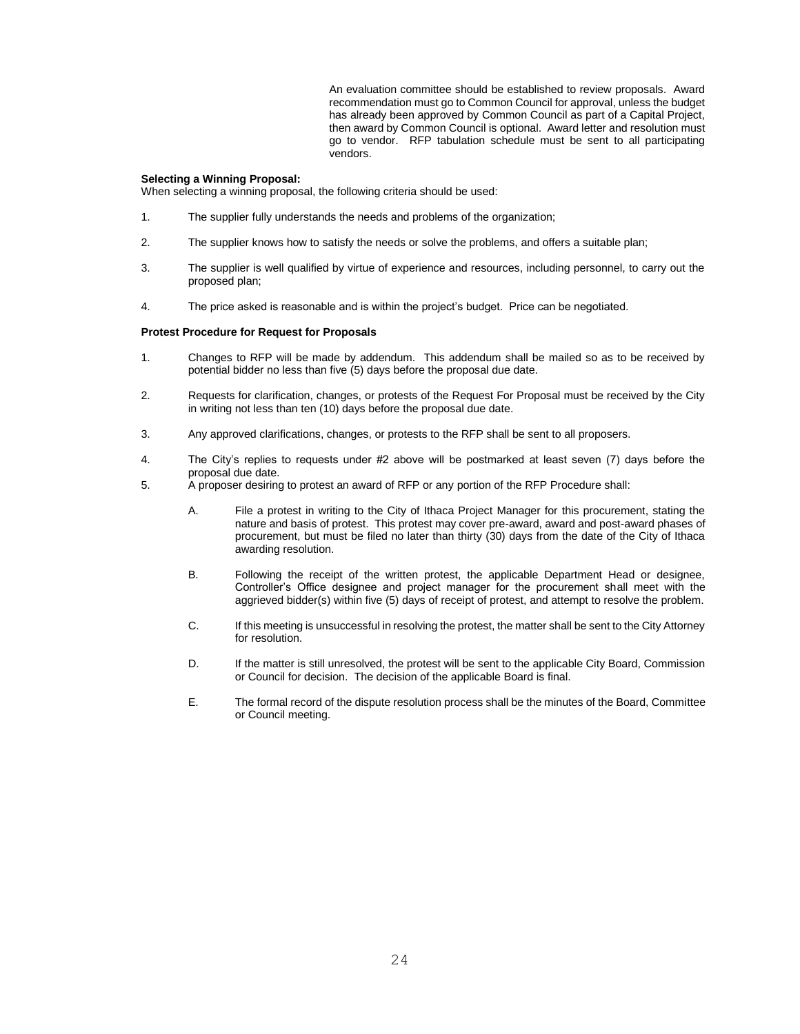An evaluation committee should be established to review proposals. Award recommendation must go to Common Council for approval, unless the budget has already been approved by Common Council as part of a Capital Project, then award by Common Council is optional. Award letter and resolution must go to vendor. RFP tabulation schedule must be sent to all participating vendors.

**Selecting a Winning Proposal:**
When selecting a winning proposal, the following criteria should be used:

1. The supplier fully understands the needs and problems of the organization;

2. The supplier knows how to satisfy the needs or solve the problems, and offers a suitable plan;

3. The supplier is well qualified by virtue of experience and resources, including personnel, to carry out the proposed plan;

4. The price asked is reasonable and is within the project's budget. Price can be negotiated.

**Protest Procedure for Request for Proposals**

1. Changes to RFP will be made by addendum. This addendum shall be mailed so as to be received by potential bidder no less than five (5) days before the proposal due date.

2. Requests for clarification, changes, or protests of the Request For Proposal must be received by the City in writing not less than ten (10) days before the proposal due date.

3. Any approved clarifications, changes, or protests to the RFP shall be sent to all proposers.

4. The City's replies to requests under #2 above will be postmarked at least seven (7) days before the proposal due date.

5. A proposer desiring to protest an award of RFP or any portion of the RFP Procedure shall:

   A. File a protest in writing to the City of Ithaca Project Manager for this procurement, stating the nature and basis of protest. This protest may cover pre-award, award and post-award phases of procurement, but must be filed no later than thirty (30) days from the date of the City of Ithaca awarding resolution.

   B. Following the receipt of the written protest, the applicable Department Head or designee, Controller's Office designee and project manager for the procurement shall meet with the aggrieved bidder(s) within five (5) days of receipt of protest, and attempt to resolve the problem.

   C. If this meeting is unsuccessful in resolving the protest, the matter shall be sent to the City Attorney for resolution.

   D. If the matter is still unresolved, the protest will be sent to the applicable City Board, Commission or Council for decision. The decision of the applicable Board is final.

   E. The formal record of the dispute resolution process shall be the minutes of the Board, Committee or Council meeting.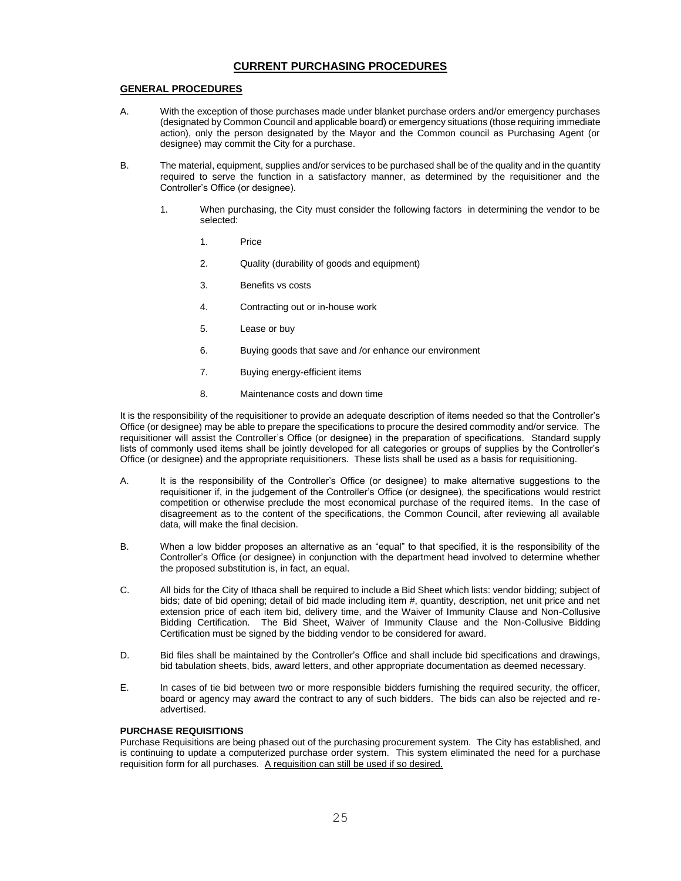# CURRENT PURCHASING PROCEDURES

## GENERAL PROCEDURES

A. With the exception of those purchases made under blanket purchase orders and/or emergency purchases (designated by Common Council and applicable board) or emergency situations (those requiring immediate action), only the person designated by the Mayor and the Common council as Purchasing Agent (or designee) may commit the City for a purchase.

B. The material, equipment, supplies and/or services to be purchased shall be of the quality and in the quantity required to serve the function in a satisfactory manner, as determined by the requisitioner and the Controller's Office (or designee).

   1. When purchasing, the City must consider the following factors in determining the vendor to be selected:

      1. Price
      2. Quality (durability of goods and equipment)
      3. Benefits vs costs
      4. Contracting out or in-house work
      5. Lease or buy
      6. Buying goods that save and /or enhance our environment
      7. Buying energy-efficient items
      8. Maintenance costs and down time

It is the responsibility of the requisitioner to provide an adequate description of items needed so that the Controller's Office (or designee) may be able to prepare the specifications to procure the desired commodity and/or service. The requisitioner will assist the Controller's Office (or designee) in the preparation of specifications. Standard supply lists of commonly used items shall be jointly developed for all categories or groups of supplies by the Controller's Office (or designee) and the appropriate requisitioners. These lists shall be used as a basis for requisitioning.

A. It is the responsibility of the Controller's Office (or designee) to make alternative suggestions to the requisitioner if, in the judgement of the Controller's Office (or designee), the specifications would restrict competition or otherwise preclude the most economical purchase of the required items. In the case of disagreement as to the content of the specifications, the Common Council, after reviewing all available data, will make the final decision.

B. When a low bidder proposes an alternative as an "equal" to that specified, it is the responsibility of the Controller's Office (or designee) in conjunction with the department head involved to determine whether the proposed substitution is, in fact, an equal.

C. All bids for the City of Ithaca shall be required to include a Bid Sheet which lists: vendor bidding; subject of bids; date of bid opening; detail of bid made including item #, quantity, description, net unit price and net extension price of each item bid, delivery time, and the Waiver of Immunity Clause and Non-Collusive Bidding Certification. The Bid Sheet, Waiver of Immunity Clause and the Non-Collusive Bidding Certification must be signed by the bidding vendor to be considered for award.

D. Bid files shall be maintained by the Controller's Office and shall include bid specifications and drawings, bid tabulation sheets, bids, award letters, and other appropriate documentation as deemed necessary.

E. In cases of tie bid between two or more responsible bidders furnishing the required security, the officer, board or agency may award the contract to any of such bidders. The bids can also be rejected and re-advertised.

### PURCHASE REQUISITIONS

Purchase Requisitions are being phased out of the purchasing procurement system. The City has established, and is continuing to update a computerized purchase order system. This system eliminated the need for a purchase requisition form for all purchases. <u>A requisition can still be used if so desired.</u>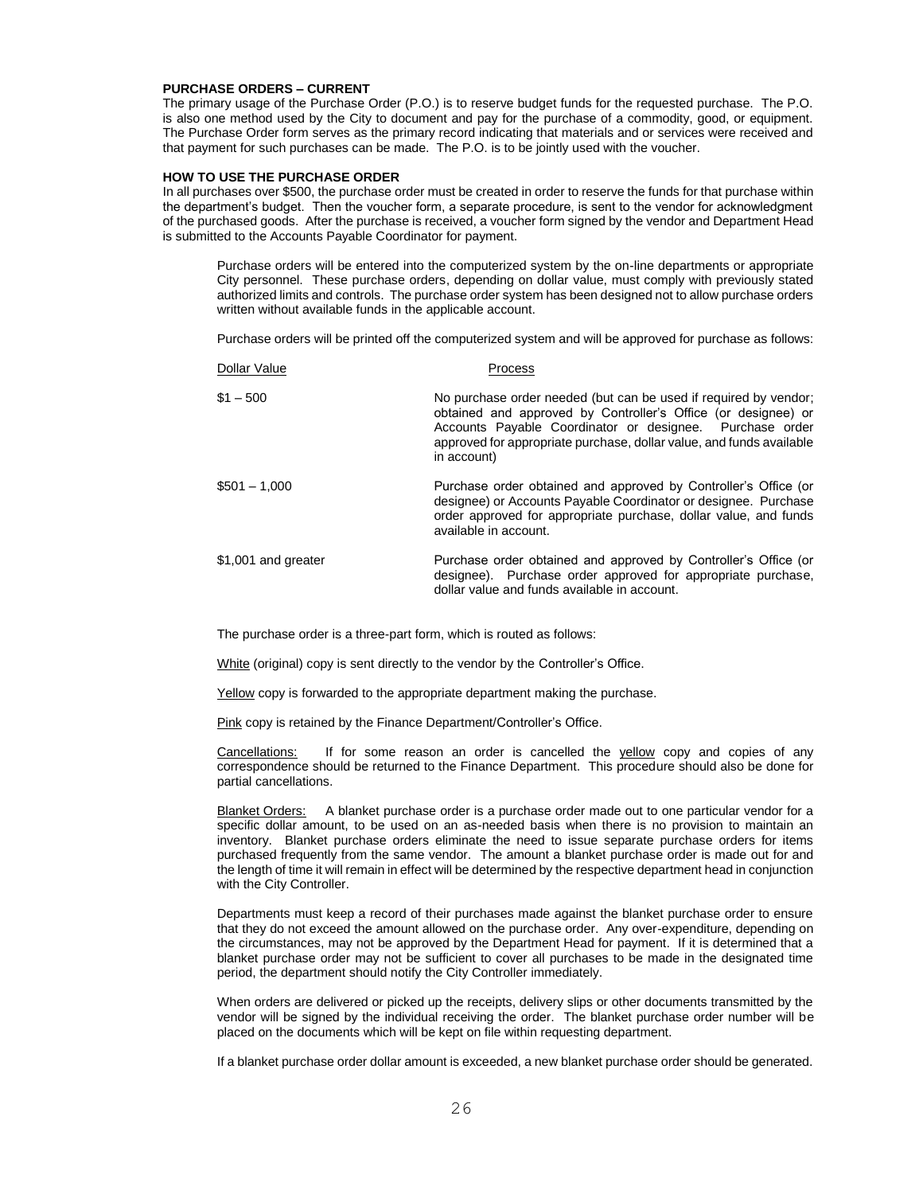**PURCHASE ORDERS – CURRENT**

The primary usage of the Purchase Order (P.O.) is to reserve budget funds for the requested purchase. The P.O. is also one method used by the City to document and pay for the purchase of a commodity, good, or equipment. The Purchase Order form serves as the primary record indicating that materials and or services were received and that payment for such purchases can be made. The P.O. is to be jointly used with the voucher.

**HOW TO USE THE PURCHASE ORDER**

In all purchases over $500, the purchase order must be created in order to reserve the funds for that purchase within the department's budget. Then the voucher form, a separate procedure, is sent to the vendor for acknowledgment of the purchased goods. After the purchase is received, a voucher form signed by the vendor and Department Head is submitted to the Accounts Payable Coordinator for payment.

Purchase orders will be entered into the computerized system by the on-line departments or appropriate City personnel. These purchase orders, depending on dollar value, must comply with previously stated authorized limits and controls. The purchase order system has been designed not to allow purchase orders written without available funds in the applicable account.

Purchase orders will be printed off the computerized system and will be approved for purchase as follows:

| Dollar Value | Process |
|---|---|
| $1 – 500 | No purchase order needed (but can be used if required by vendor; obtained and approved by Controller's Office (or designee) or Accounts Payable Coordinator or designee. Purchase order approved for appropriate purchase, dollar value, and funds available in account) |
| $501 – 1,000 | Purchase order obtained and approved by Controller's Office (or designee) or Accounts Payable Coordinator or designee. Purchase order approved for appropriate purchase, dollar value, and funds available in account. |
| $1,001 and greater | Purchase order obtained and approved by Controller's Office (or designee). Purchase order approved for appropriate purchase, dollar value and funds available in account. |

The purchase order is a three-part form, which is routed as follows:

White (original) copy is sent directly to the vendor by the Controller's Office.

Yellow copy is forwarded to the appropriate department making the purchase.

Pink copy is retained by the Finance Department/Controller's Office.

Cancellations: If for some reason an order is cancelled the yellow copy and copies of any correspondence should be returned to the Finance Department. This procedure should also be done for partial cancellations.

Blanket Orders: A blanket purchase order is a purchase order made out to one particular vendor for a specific dollar amount, to be used on an as-needed basis when there is no provision to maintain an inventory. Blanket purchase orders eliminate the need to issue separate purchase orders for items purchased frequently from the same vendor. The amount a blanket purchase order is made out for and the length of time it will remain in effect will be determined by the respective department head in conjunction with the City Controller.

Departments must keep a record of their purchases made against the blanket purchase order to ensure that they do not exceed the amount allowed on the purchase order. Any over-expenditure, depending on the circumstances, may not be approved by the Department Head for payment. If it is determined that a blanket purchase order may not be sufficient to cover all purchases to be made in the designated time period, the department should notify the City Controller immediately.

When orders are delivered or picked up the receipts, delivery slips or other documents transmitted by the vendor will be signed by the individual receiving the order. The blanket purchase order number will be placed on the documents which will be kept on file within requesting department.

If a blanket purchase order dollar amount is exceeded, a new blanket purchase order should be generated.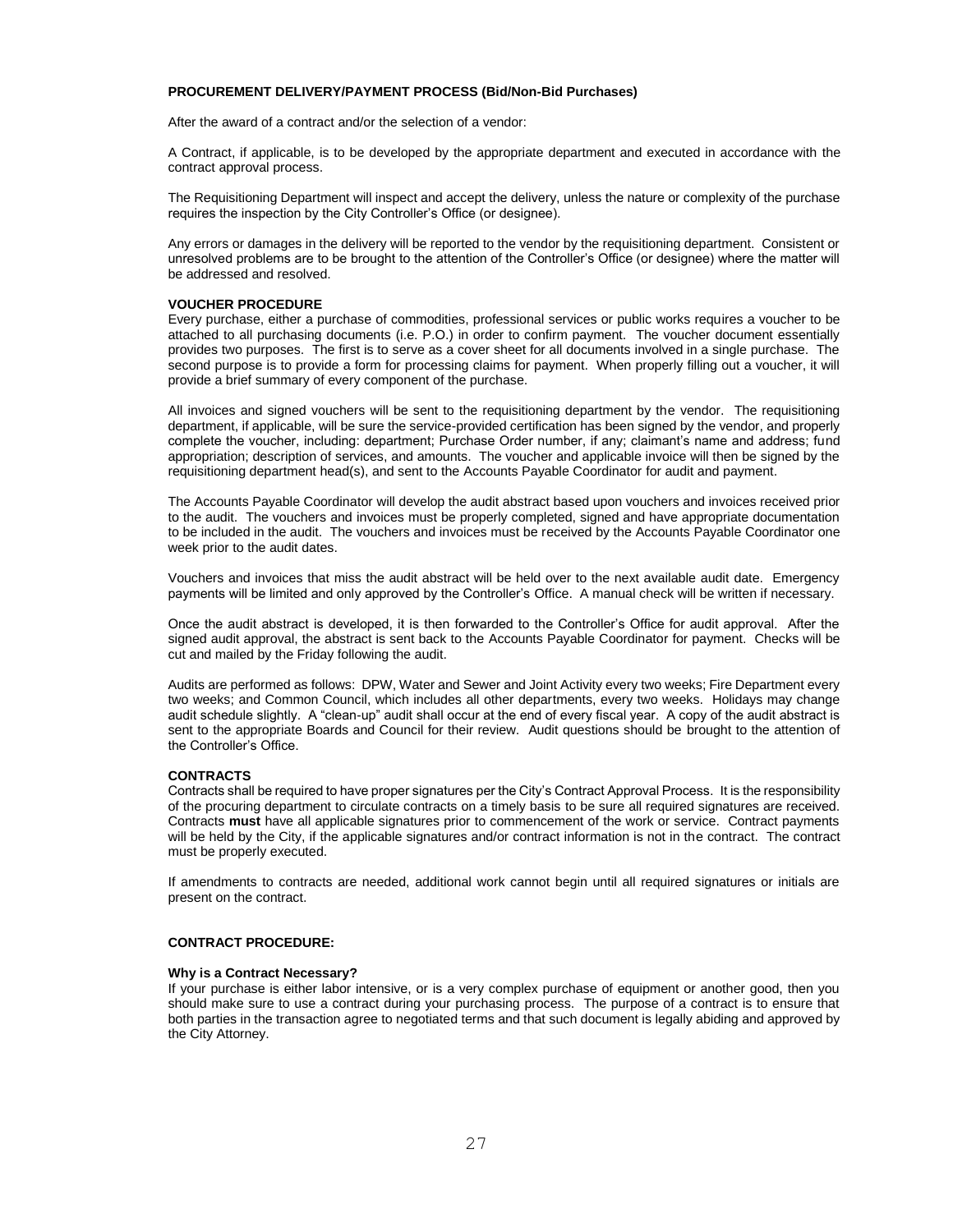**PROCUREMENT DELIVERY/PAYMENT PROCESS (Bid/Non-Bid Purchases)**

After the award of a contract and/or the selection of a vendor:

A Contract, if applicable, is to be developed by the appropriate department and executed in accordance with the contract approval process.

The Requisitioning Department will inspect and accept the delivery, unless the nature or complexity of the purchase requires the inspection by the City Controller's Office (or designee).

Any errors or damages in the delivery will be reported to the vendor by the requisitioning department. Consistent or unresolved problems are to be brought to the attention of the Controller's Office (or designee) where the matter will be addressed and resolved.

**VOUCHER PROCEDURE**

Every purchase, either a purchase of commodities, professional services or public works requires a voucher to be attached to all purchasing documents (i.e. P.O.) in order to confirm payment. The voucher document essentially provides two purposes. The first is to serve as a cover sheet for all documents involved in a single purchase. The second purpose is to provide a form for processing claims for payment. When properly filling out a voucher, it will provide a brief summary of every component of the purchase.

All invoices and signed vouchers will be sent to the requisitioning department by the vendor. The requisitioning department, if applicable, will be sure the service-provided certification has been signed by the vendor, and properly complete the voucher, including: department; Purchase Order number, if any; claimant's name and address; fund appropriation; description of services, and amounts. The voucher and applicable invoice will then be signed by the requisitioning department head(s), and sent to the Accounts Payable Coordinator for audit and payment.

The Accounts Payable Coordinator will develop the audit abstract based upon vouchers and invoices received prior to the audit. The vouchers and invoices must be properly completed, signed and have appropriate documentation to be included in the audit. The vouchers and invoices must be received by the Accounts Payable Coordinator one week prior to the audit dates.

Vouchers and invoices that miss the audit abstract will be held over to the next available audit date. Emergency payments will be limited and only approved by the Controller's Office. A manual check will be written if necessary.

Once the audit abstract is developed, it is then forwarded to the Controller's Office for audit approval. After the signed audit approval, the abstract is sent back to the Accounts Payable Coordinator for payment. Checks will be cut and mailed by the Friday following the audit.

Audits are performed as follows: DPW, Water and Sewer and Joint Activity every two weeks; Fire Department every two weeks; and Common Council, which includes all other departments, every two weeks. Holidays may change audit schedule slightly. A "clean-up" audit shall occur at the end of every fiscal year. A copy of the audit abstract is sent to the appropriate Boards and Council for their review. Audit questions should be brought to the attention of the Controller's Office.

**CONTRACTS**

Contracts shall be required to have proper signatures per the City's Contract Approval Process. It is the responsibility of the procuring department to circulate contracts on a timely basis to be sure all required signatures are received. Contracts **must** have all applicable signatures prior to commencement of the work or service. Contract payments will be held by the City, if the applicable signatures and/or contract information is not in the contract. The contract must be properly executed.

If amendments to contracts are needed, additional work cannot begin until all required signatures or initials are present on the contract.

**CONTRACT PROCEDURE:**

**Why is a Contract Necessary?**

If your purchase is either labor intensive, or is a very complex purchase of equipment or another good, then you should make sure to use a contract during your purchasing process. The purpose of a contract is to ensure that both parties in the transaction agree to negotiated terms and that such document is legally abiding and approved by the City Attorney.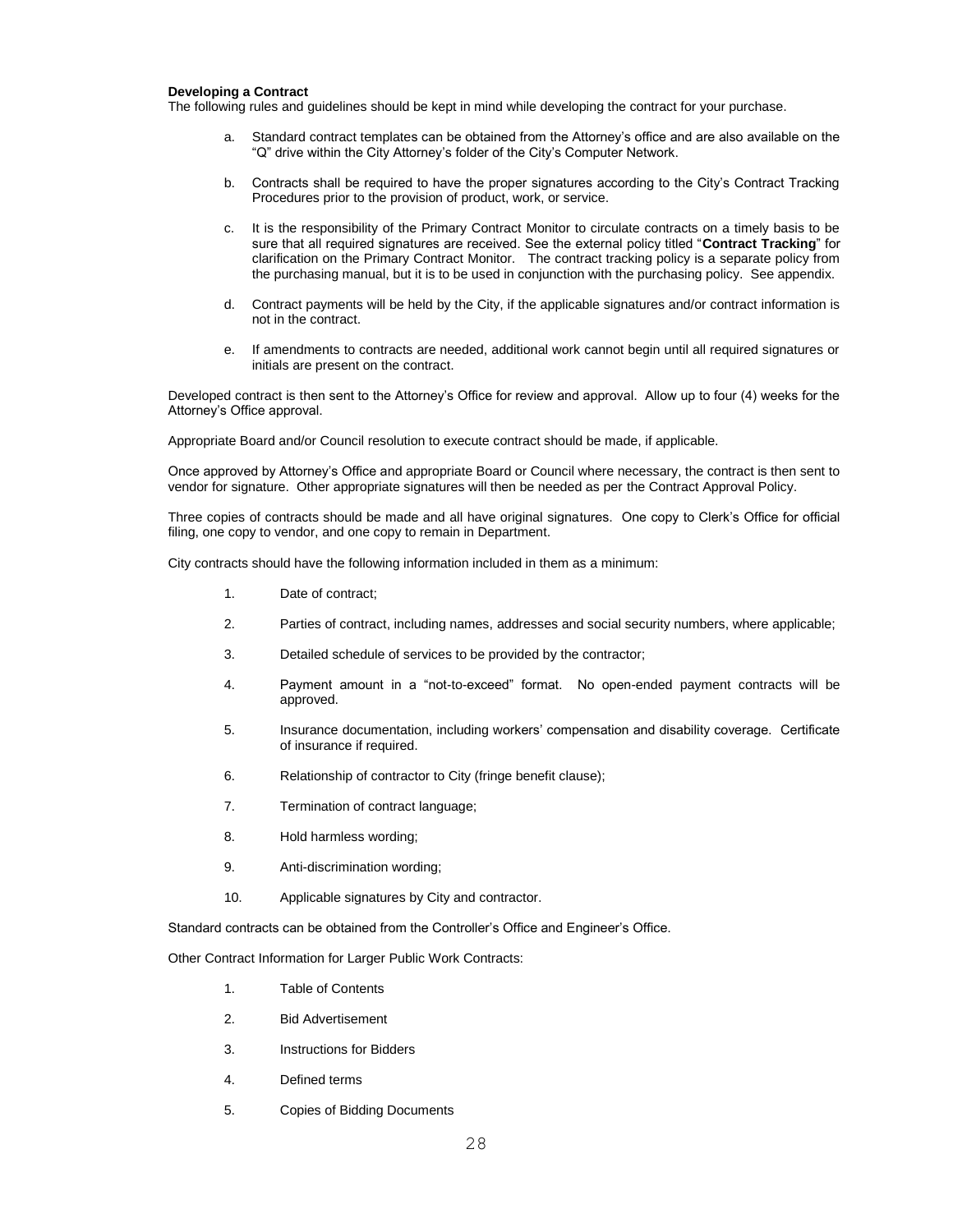**Developing a Contract**

The following rules and guidelines should be kept in mind while developing the contract for your purchase.

a. Standard contract templates can be obtained from the Attorney's office and are also available on the "Q" drive within the City Attorney's folder of the City's Computer Network.

b. Contracts shall be required to have the proper signatures according to the City's Contract Tracking Procedures prior to the provision of product, work, or service.

c. It is the responsibility of the Primary Contract Monitor to circulate contracts on a timely basis to be sure that all required signatures are received. See the external policy titled "**Contract Tracking**" for clarification on the Primary Contract Monitor. The contract tracking policy is a separate policy from the purchasing manual, but it is to be used in conjunction with the purchasing policy. See appendix.

d. Contract payments will be held by the City, if the applicable signatures and/or contract information is not in the contract.

e. If amendments to contracts are needed, additional work cannot begin until all required signatures or initials are present on the contract.

Developed contract is then sent to the Attorney's Office for review and approval. Allow up to four (4) weeks for the Attorney's Office approval.

Appropriate Board and/or Council resolution to execute contract should be made, if applicable.

Once approved by Attorney's Office and appropriate Board or Council where necessary, the contract is then sent to vendor for signature. Other appropriate signatures will then be needed as per the Contract Approval Policy.

Three copies of contracts should be made and all have original signatures. One copy to Clerk's Office for official filing, one copy to vendor, and one copy to remain in Department.

City contracts should have the following information included in them as a minimum:

1. Date of contract;
2. Parties of contract, including names, addresses and social security numbers, where applicable;
3. Detailed schedule of services to be provided by the contractor;
4. Payment amount in a "not-to-exceed" format. No open-ended payment contracts will be approved.
5. Insurance documentation, including workers' compensation and disability coverage. Certificate of insurance if required.
6. Relationship of contractor to City (fringe benefit clause);
7. Termination of contract language;
8. Hold harmless wording;
9. Anti-discrimination wording;
10. Applicable signatures by City and contractor.

Standard contracts can be obtained from the Controller's Office and Engineer's Office.

Other Contract Information for Larger Public Work Contracts:

1. Table of Contents
2. Bid Advertisement
3. Instructions for Bidders
4. Defined terms
5. Copies of Bidding Documents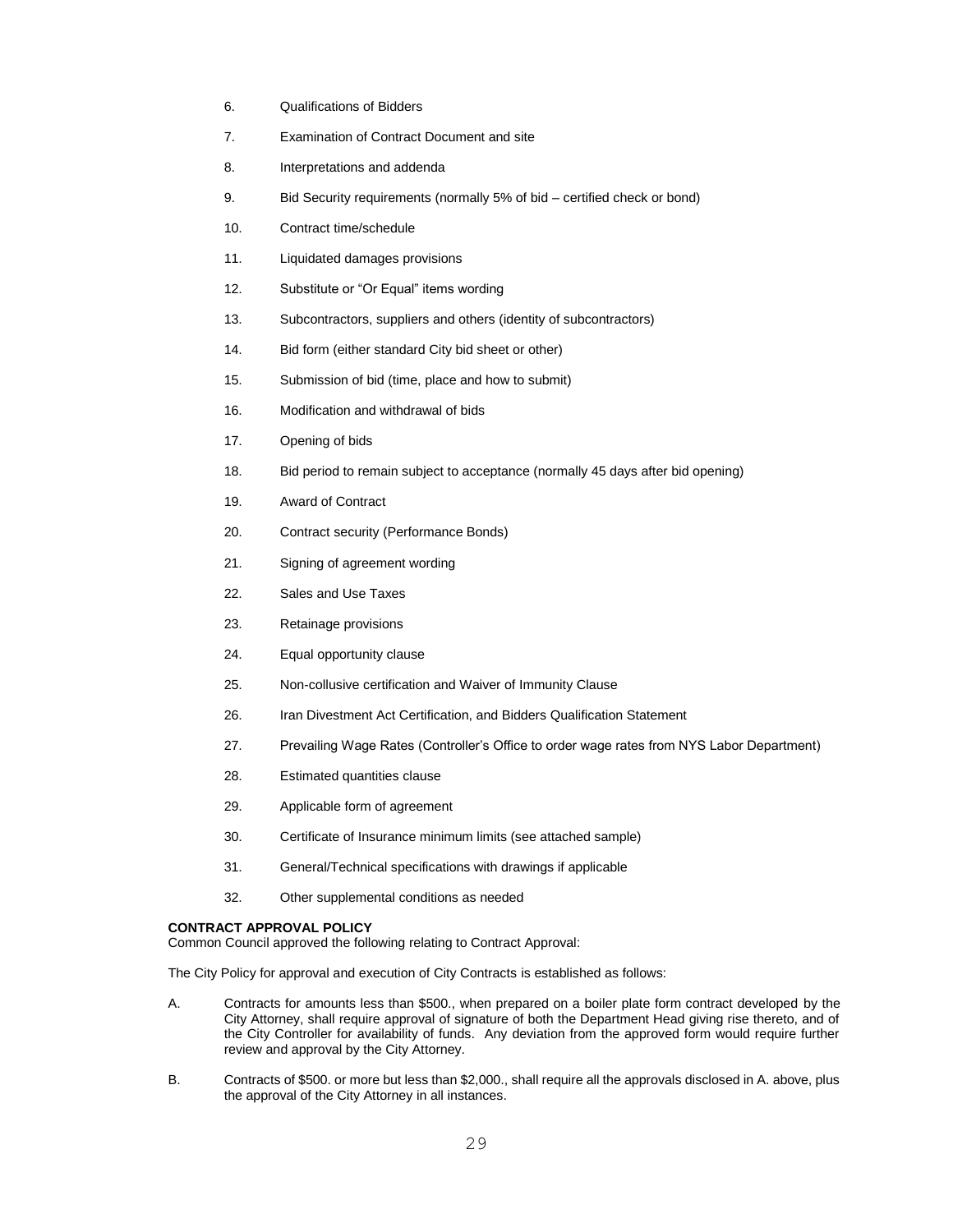6. Qualifications of Bidders
7. Examination of Contract Document and site
8. Interpretations and addenda
9. Bid Security requirements (normally 5% of bid – certified check or bond)
10. Contract time/schedule
11. Liquidated damages provisions
12. Substitute or "Or Equal" items wording
13. Subcontractors, suppliers and others (identity of subcontractors)
14. Bid form (either standard City bid sheet or other)
15. Submission of bid (time, place and how to submit)
16. Modification and withdrawal of bids
17. Opening of bids
18. Bid period to remain subject to acceptance (normally 45 days after bid opening)
19. Award of Contract
20. Contract security (Performance Bonds)
21. Signing of agreement wording
22. Sales and Use Taxes
23. Retainage provisions
24. Equal opportunity clause
25. Non-collusive certification and Waiver of Immunity Clause
26. Iran Divestment Act Certification, and Bidders Qualification Statement
27. Prevailing Wage Rates (Controller's Office to order wage rates from NYS Labor Department)
28. Estimated quantities clause
29. Applicable form of agreement
30. Certificate of Insurance minimum limits (see attached sample)
31. General/Technical specifications with drawings if applicable
32. Other supplemental conditions as needed

**CONTRACT APPROVAL POLICY**
Common Council approved the following relating to Contract Approval:

The City Policy for approval and execution of City Contracts is established as follows:

A. Contracts for amounts less than $500., when prepared on a boiler plate form contract developed by the City Attorney, shall require approval of signature of both the Department Head giving rise thereto, and of the City Controller for availability of funds. Any deviation from the approved form would require further review and approval by the City Attorney.

B. Contracts of $500. or more but less than $2,000., shall require all the approvals disclosed in A. above, plus the approval of the City Attorney in all instances.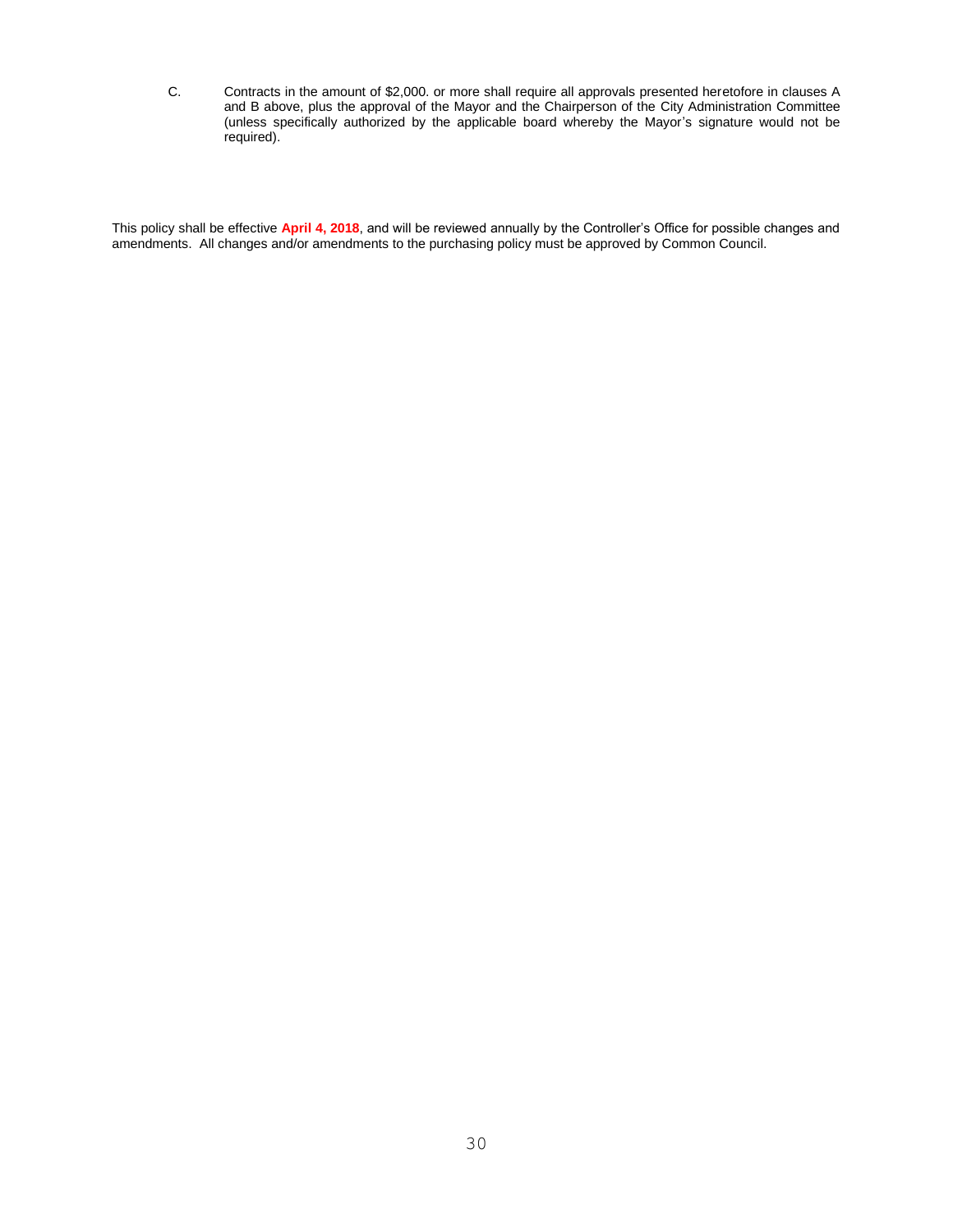C. Contracts in the amount of $2,000. or more shall require all approvals presented heretofore in clauses A and B above, plus the approval of the Mayor and the Chairperson of the City Administration Committee (unless specifically authorized by the applicable board whereby the Mayor's signature would not be required).

This policy shall be effective **April 4, 2018**, and will be reviewed annually by the Controller's Office for possible changes and amendments. All changes and/or amendments to the purchasing policy must be approved by Common Council.